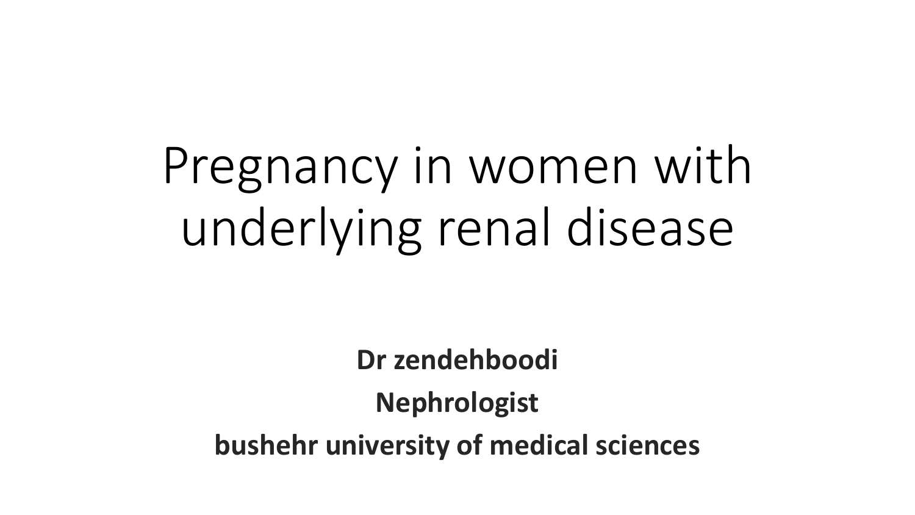# Pregnancy in women with underlying renal disease

**Dr zendehboodi**

**Nephrologist**

**bushehr university of medical sciences**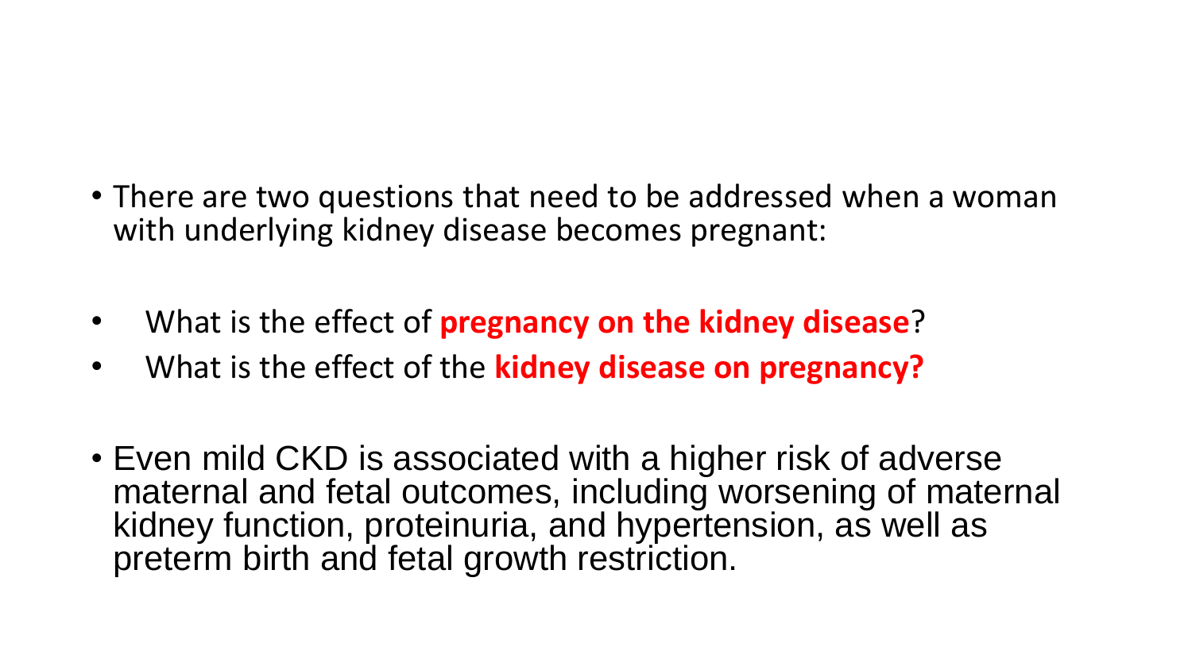- There are two questions that need to be addressed when a woman with underlying kidney disease becomes pregnant:

- What is the effect of **pregnancy on the kidney disease**?
- What is the effect of the **kidney disease on pregnancy?**

- Even mild CKD is associated with a higher risk of adverse maternal and fetal outcomes, including worsening of maternal kidney function, proteinuria, and hypertension, as well as preterm birth and fetal growth restriction.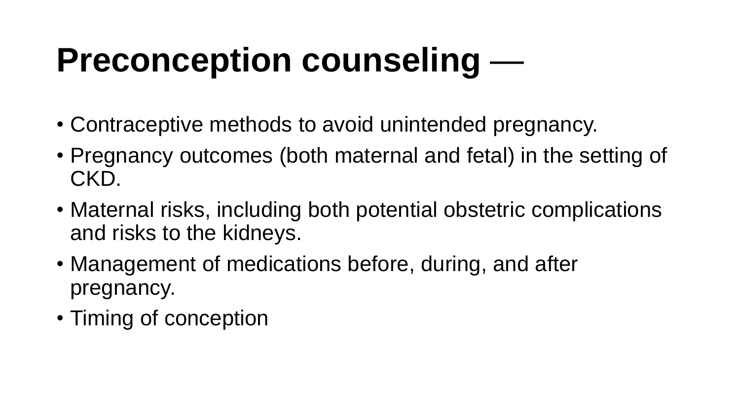# **Preconception counseling** —

- Contraceptive methods to avoid unintended pregnancy.
- Pregnancy outcomes (both maternal and fetal) in the setting of CKD.
- Maternal risks, including both potential obstetric complications and risks to the kidneys.
- Management of medications before, during, and after pregnancy.
- Timing of conception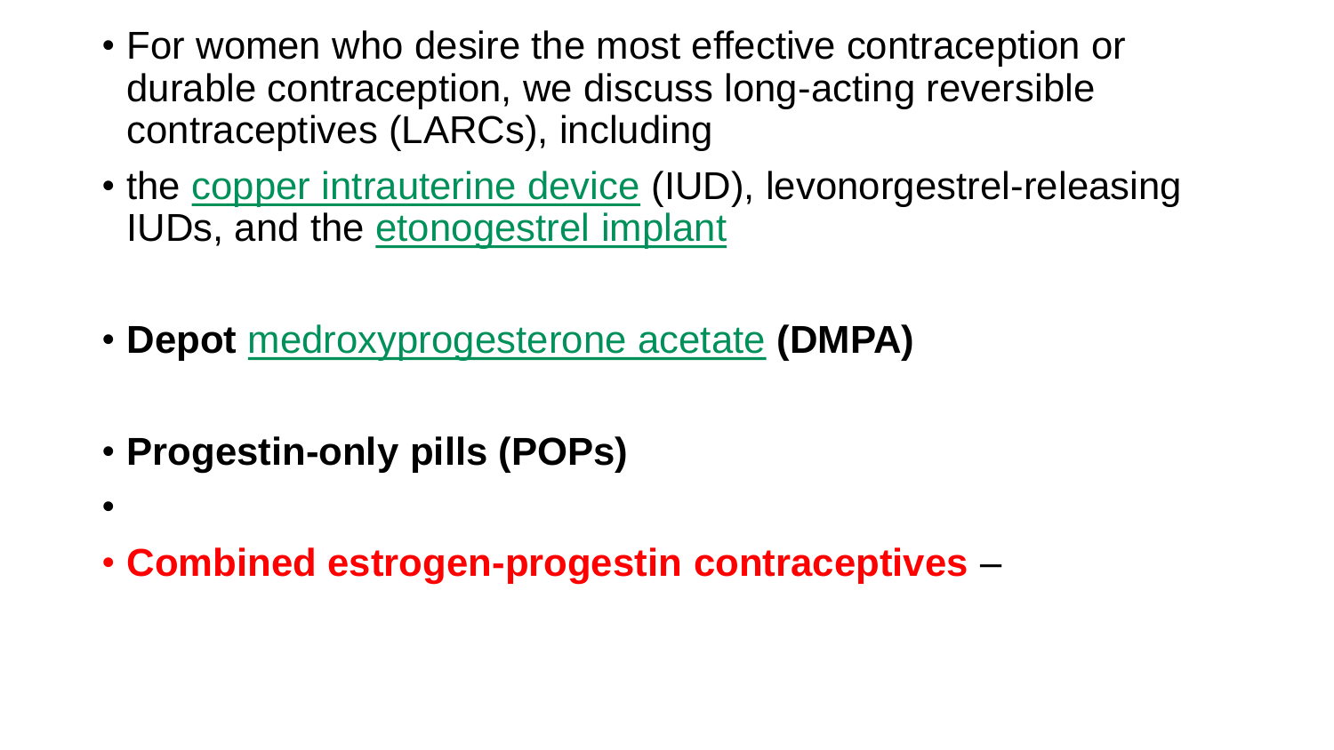- For women who desire the most effective contraception or durable contraception, we discuss long-acting reversible contraceptives (LARCs), including
- the copper intrauterine device (IUD), levonorgestrel-releasing IUDs, and the etonogestrel implant
- **Depot** medroxyprogesterone acetate **(DMPA)**
- **Progestin-only pills (POPs)**
- 
- **Combined estrogen-progestin contraceptives** –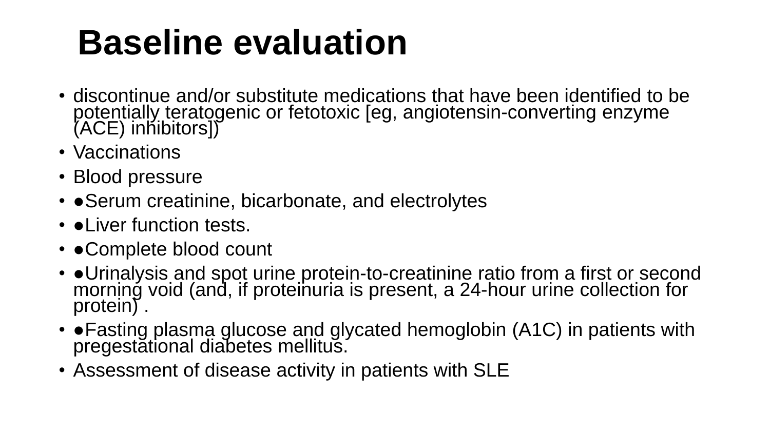# Baseline evaluation

- discontinue and/or substitute medications that have been identified to be potentially teratogenic or fetotoxic [eg, angiotensin-converting enzyme (ACE) inhibitors])
- Vaccinations
- Blood pressure
- ●Serum creatinine, bicarbonate, and electrolytes
- ●Liver function tests.
- ●Complete blood count
- ●Urinalysis and spot urine protein-to-creatinine ratio from a first or second morning void (and, if proteinuria is present, a 24-hour urine collection for protein) .
- ●Fasting plasma glucose and glycated hemoglobin (A1C) in patients with pregestational diabetes mellitus.
- Assessment of disease activity in patients with SLE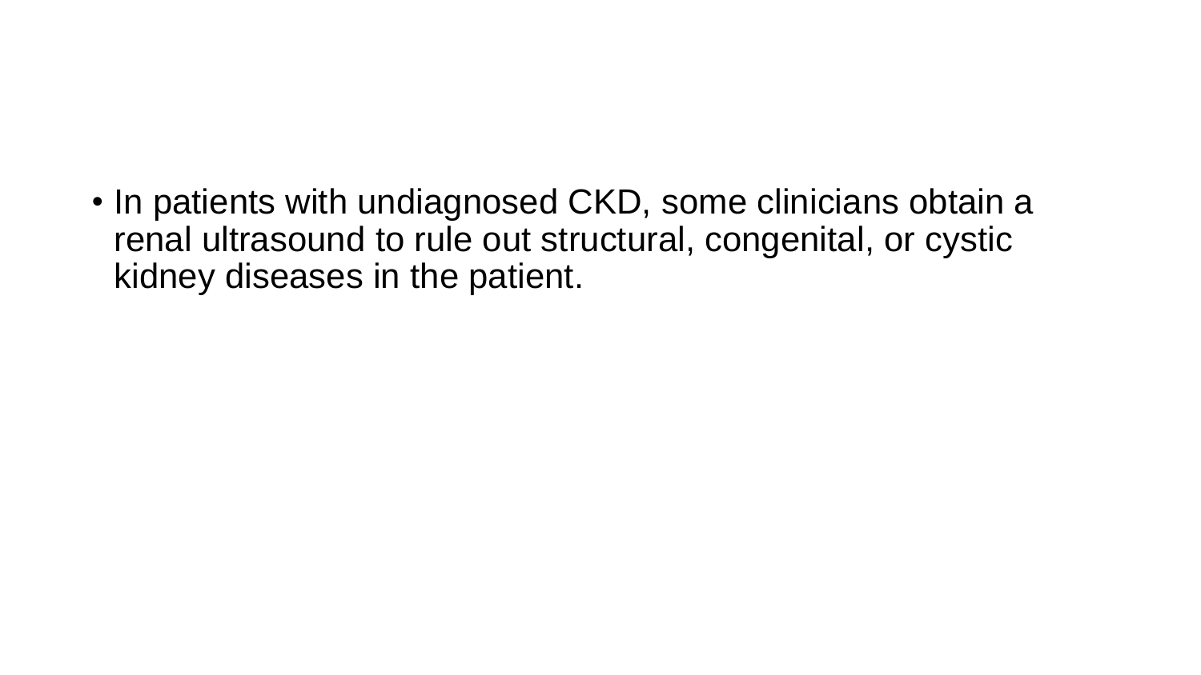- In patients with undiagnosed CKD, some clinicians obtain a renal ultrasound to rule out structural, congenital, or cystic kidney diseases in the patient.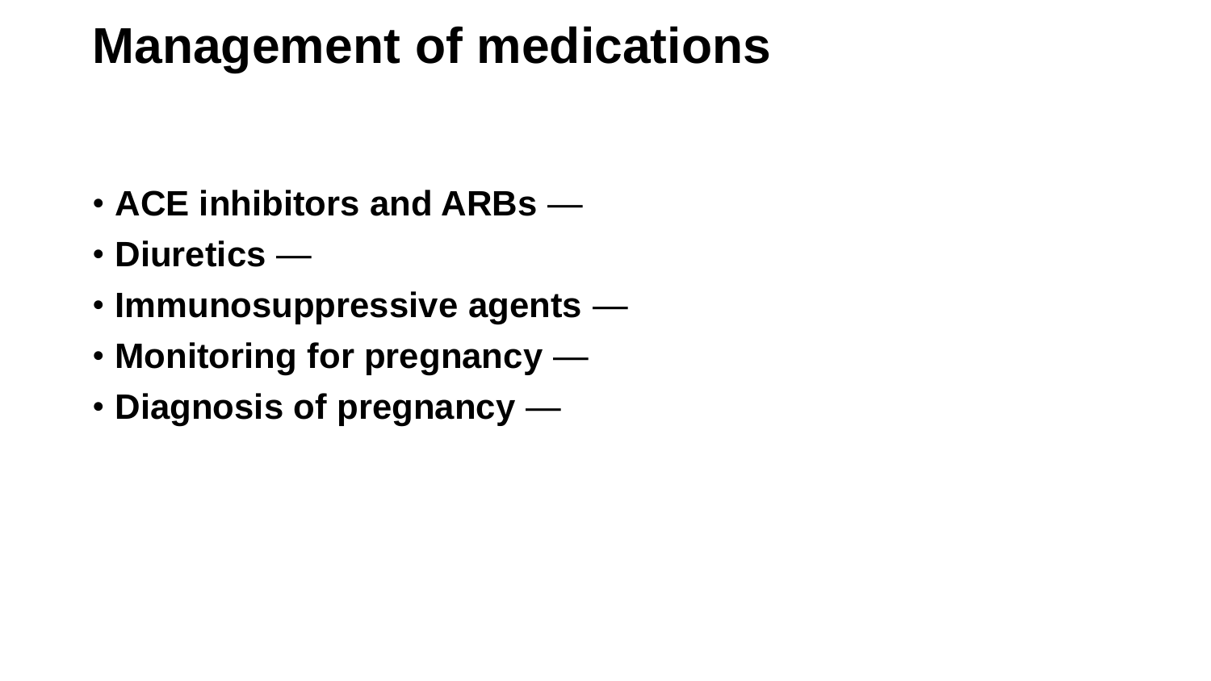# Management of medications

- **ACE inhibitors and ARBs** —
- **Diuretics** —
- **Immunosuppressive agents** —
- **Monitoring for pregnancy** —
- **Diagnosis of pregnancy** —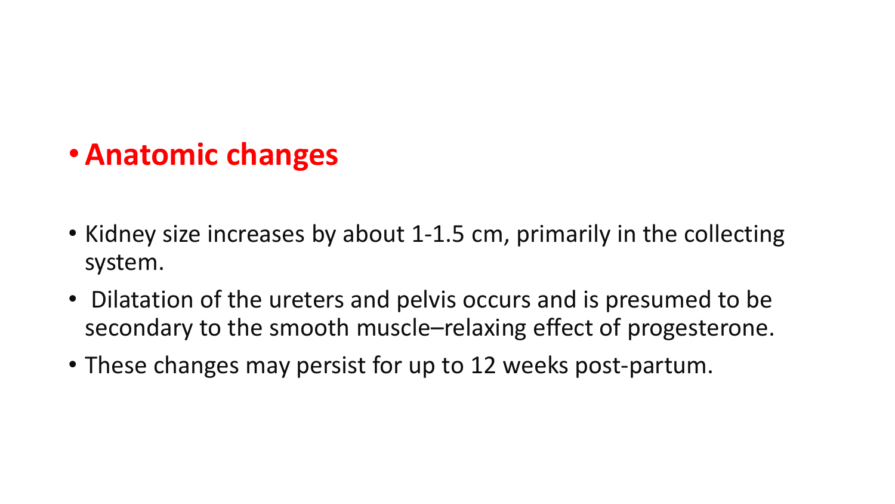- **Anatomic changes**

- Kidney size increases by about 1-1.5 cm, primarily in the collecting system.
- Dilatation of the ureters and pelvis occurs and is presumed to be secondary to the smooth muscle–relaxing effect of progesterone.
- These changes may persist for up to 12 weeks post-partum.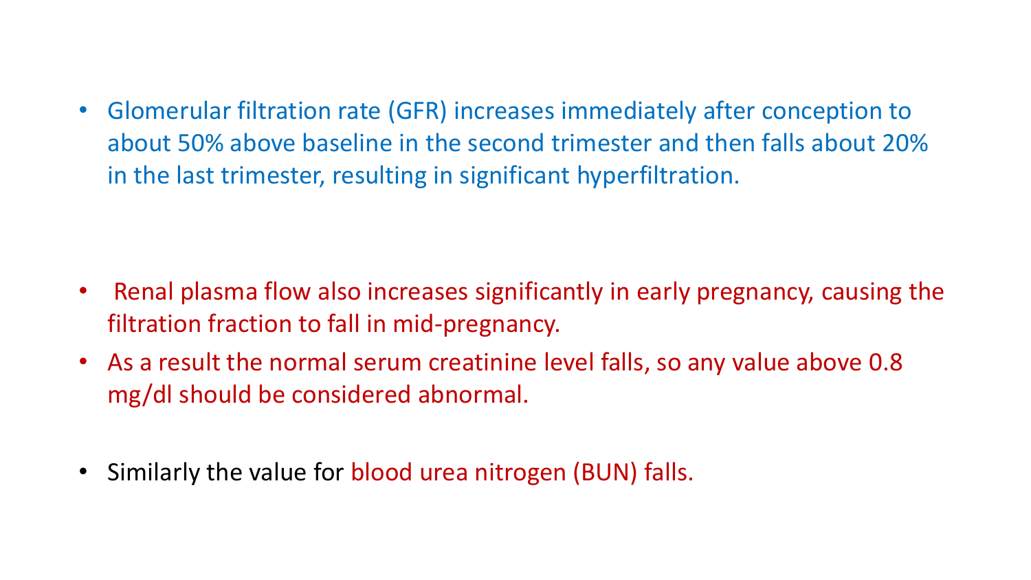- Glomerular filtration rate (GFR) increases immediately after conception to about 50% above baseline in the second trimester and then falls about 20% in the last trimester, resulting in significant hyperfiltration.

- Renal plasma flow also increases significantly in early pregnancy, causing the filtration fraction to fall in mid-pregnancy.
- As a result the normal serum creatinine level falls, so any value above 0.8 mg/dl should be considered abnormal.

- Similarly the value for blood urea nitrogen (BUN) falls.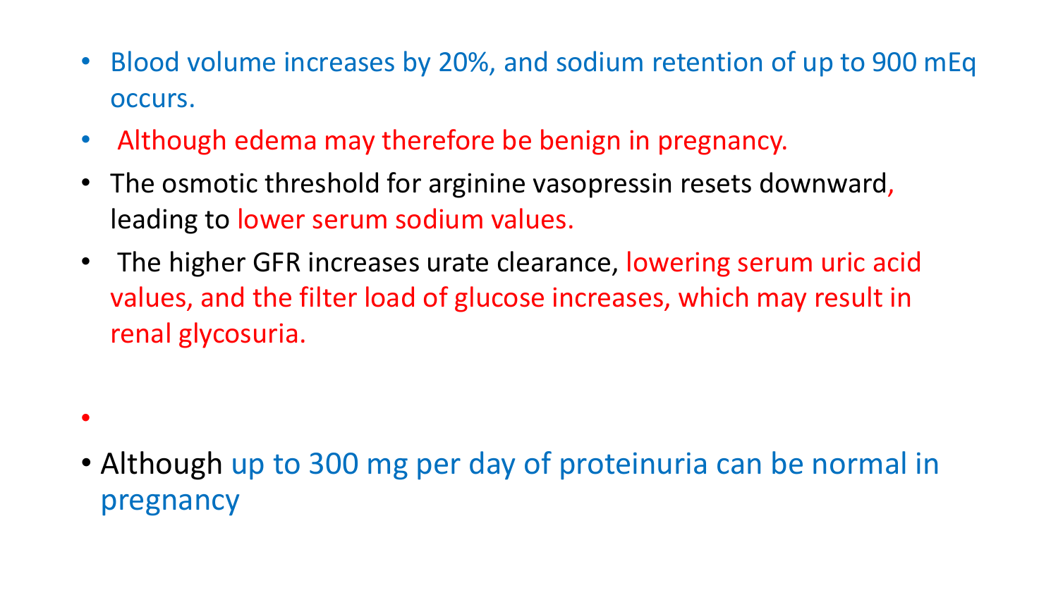- Blood volume increases by 20%, and sodium retention of up to 900 mEq occurs.
- Although edema may therefore be benign in pregnancy.
- The osmotic threshold for arginine vasopressin resets downward, leading to lower serum sodium values.
- The higher GFR increases urate clearance, lowering serum uric acid values, and the filter load of glucose increases, which may result in renal glycosuria.
- 
- Although up to 300 mg per day of proteinuria can be normal in pregnancy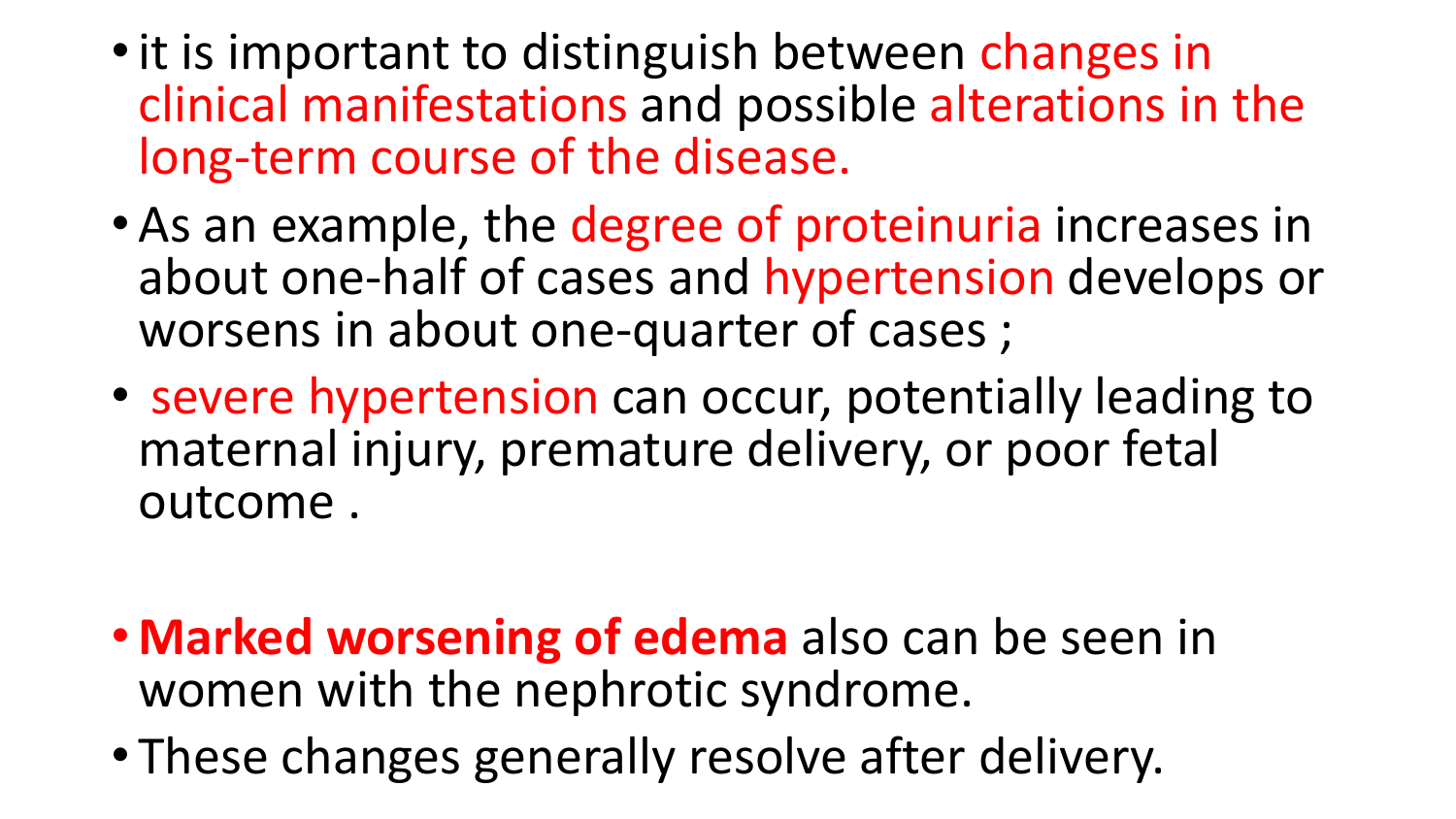- it is important to distinguish between changes in clinical manifestations and possible alterations in the long-term course of the disease.
- As an example, the degree of proteinuria increases in about one-half of cases and hypertension develops or worsens in about one-quarter of cases ;
- severe hypertension can occur, potentially leading to maternal injury, premature delivery, or poor fetal outcome .

- **Marked worsening of edema** also can be seen in women with the nephrotic syndrome.
- These changes generally resolve after delivery.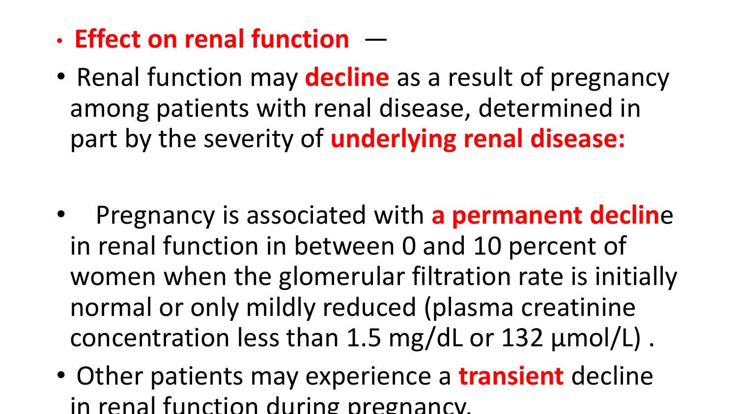- **Effect on renal function** —
- Renal function may **decline** as a result of pregnancy among patients with renal disease, determined in part by the severity of **underlying renal disease:**

- Pregnancy is associated with **a permanent decline** in renal function in between 0 and 10 percent of women when the glomerular filtration rate is initially normal or only mildly reduced (plasma creatinine concentration less than 1.5 mg/dL or 132 µmol/L) .
- Other patients may experience a **transient** decline in renal function during pregnancy.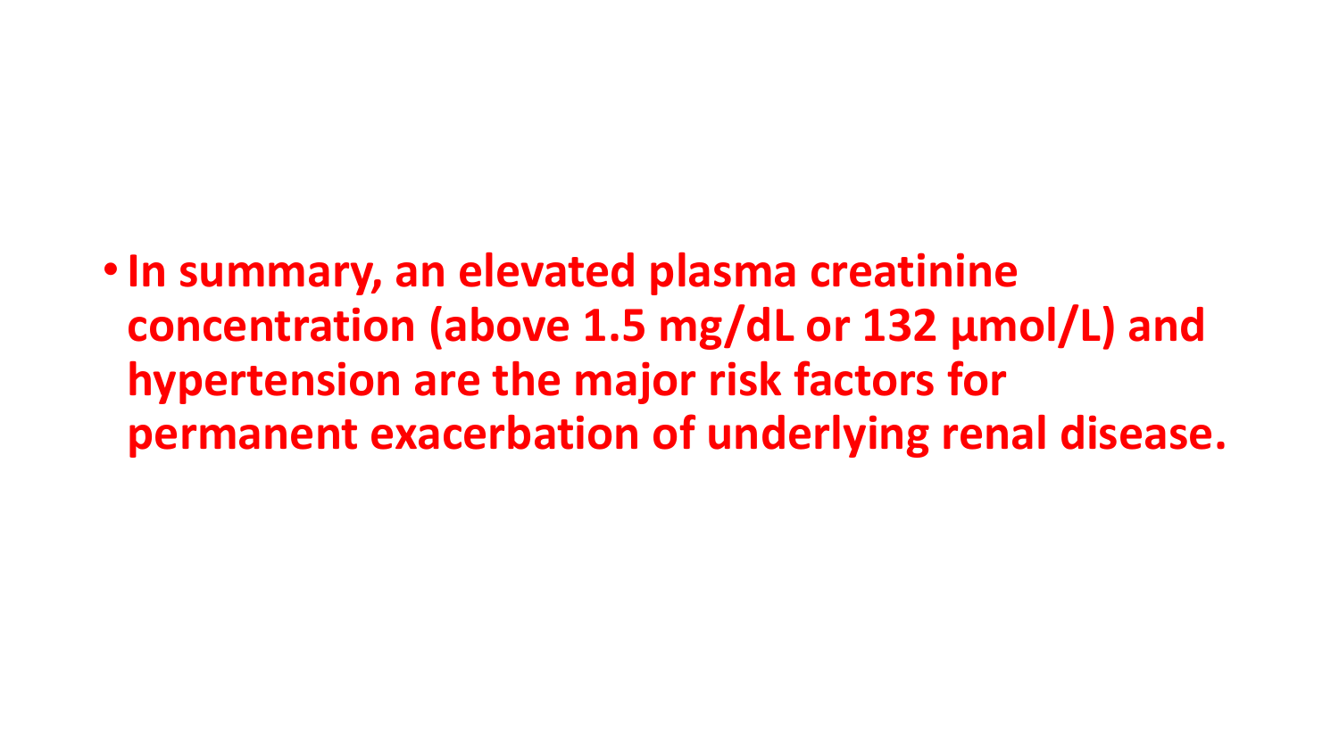- **In summary, an elevated plasma creatinine concentration (above 1.5 mg/dL or 132 µmol/L) and hypertension are the major risk factors for permanent exacerbation of underlying renal disease.**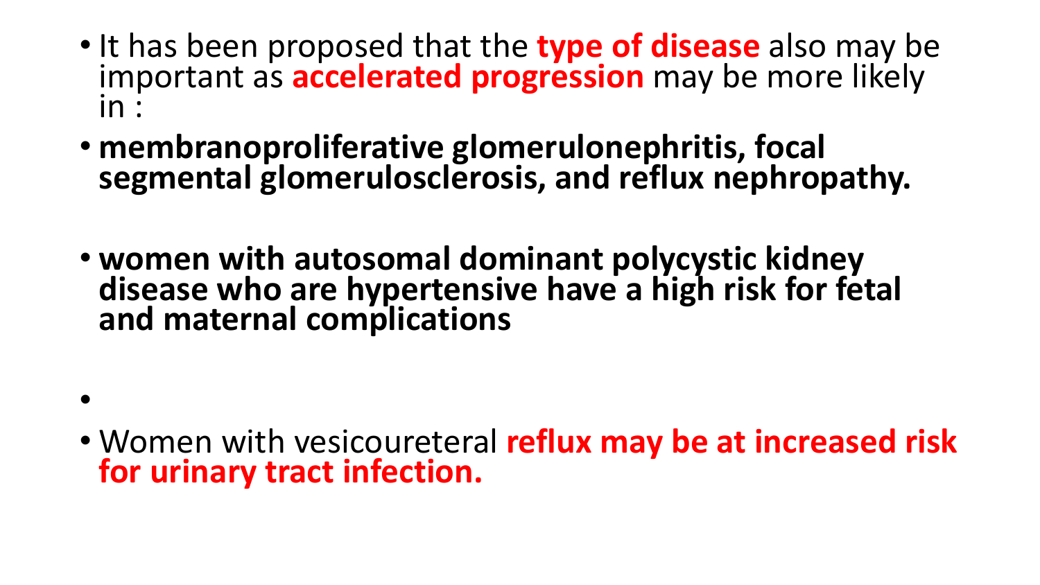- It has been proposed that the **type of disease** also may be important as **accelerated progression** may be more likely in :
- **membranoproliferative glomerulonephritis, focal segmental glomerulosclerosis, and reflux nephropathy.**
- **women with autosomal dominant polycystic kidney disease who are hypertensive have a high risk for fetal and maternal complications**
- 
- Women with vesicoureteral **reflux may be at increased risk for urinary tract infection.**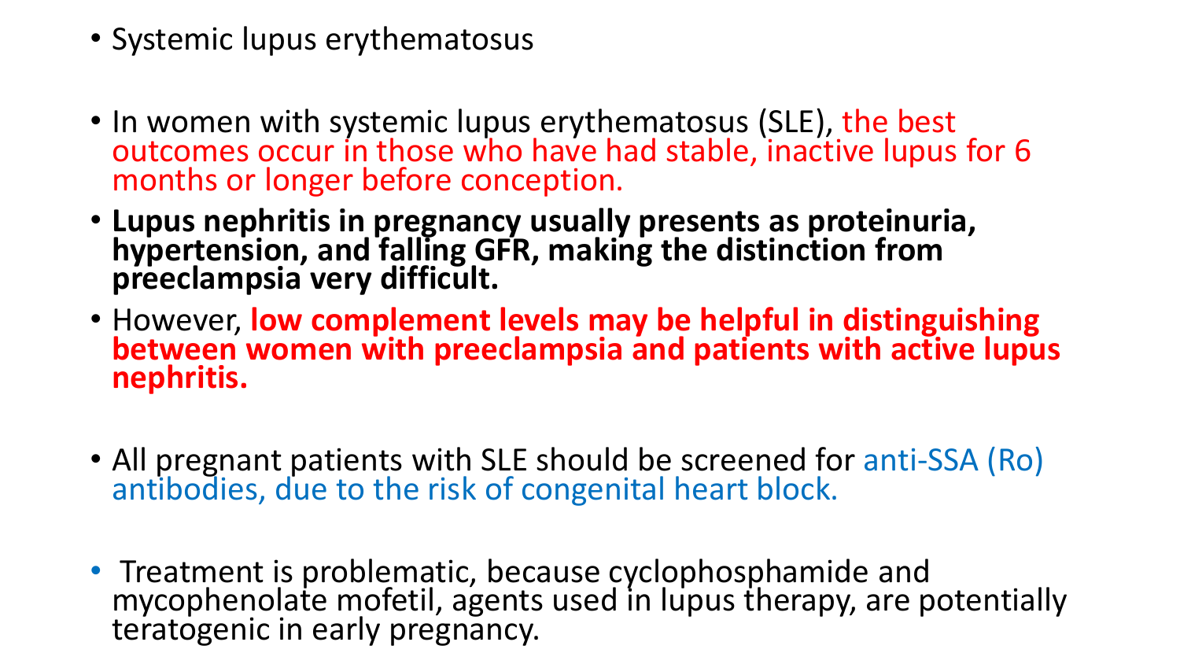- Systemic lupus erythematosus

- In women with systemic lupus erythematosus (SLE), the best outcomes occur in those who have had stable, inactive lupus for 6 months or longer before conception.
- **Lupus nephritis in pregnancy usually presents as proteinuria, hypertension, and falling GFR, making the distinction from preeclampsia very difficult.**
- However, **low complement levels may be helpful in distinguishing between women with preeclampsia and patients with active lupus nephritis.**

- All pregnant patients with SLE should be screened for anti-SSA (Ro) antibodies, due to the risk of congenital heart block.

- Treatment is problematic, because cyclophosphamide and mycophenolate mofetil, agents used in lupus therapy, are potentially teratogenic in early pregnancy.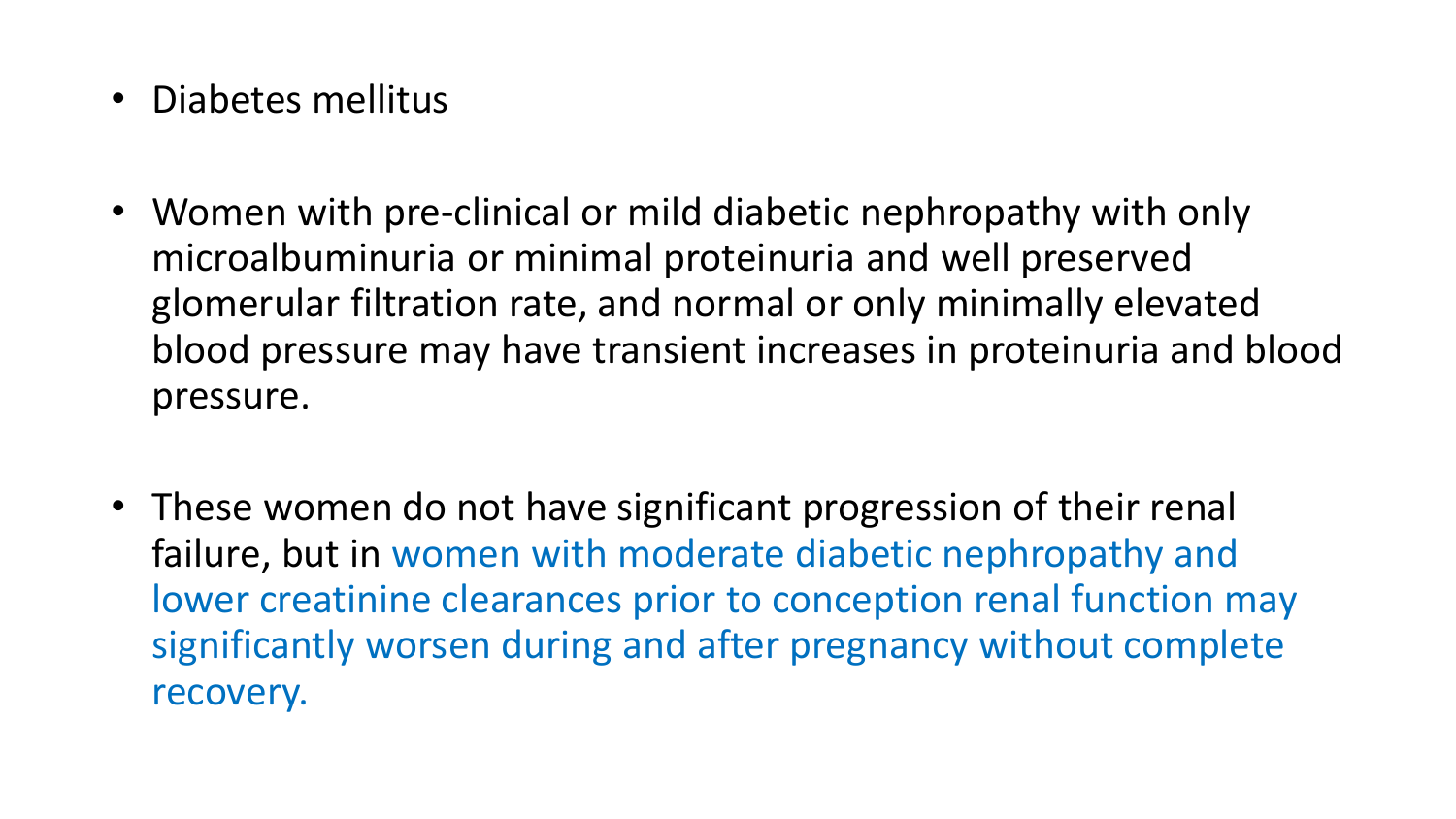- Diabetes mellitus

- Women with pre-clinical or mild diabetic nephropathy with only microalbuminuria or minimal proteinuria and well preserved glomerular filtration rate, and normal or only minimally elevated blood pressure may have transient increases in proteinuria and blood pressure.

- These women do not have significant progression of their renal failure, but in women with moderate diabetic nephropathy and lower creatinine clearances prior to conception renal function may significantly worsen during and after pregnancy without complete recovery.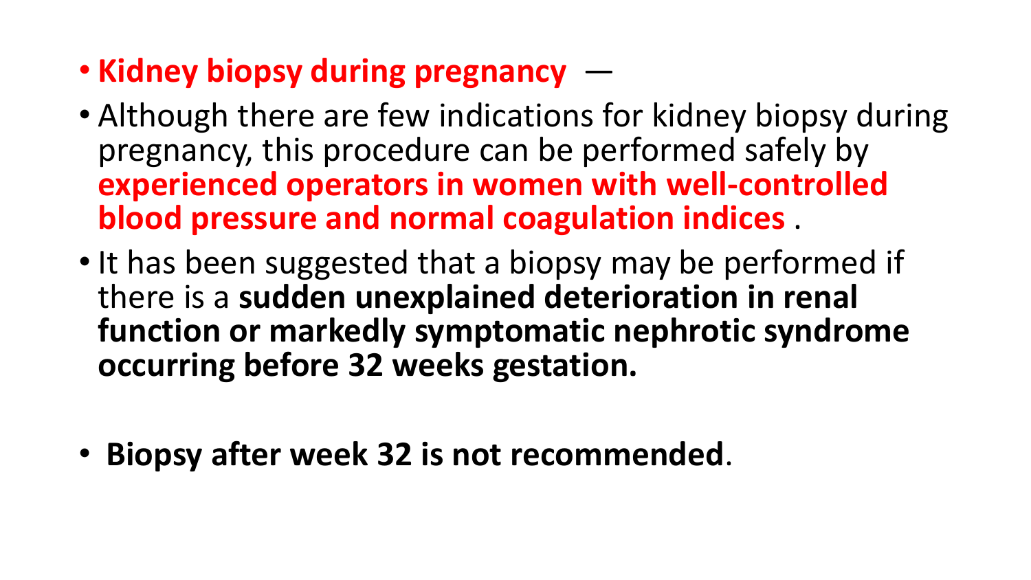- **Kidney biopsy during pregnancy** —
- Although there are few indications for kidney biopsy during pregnancy, this procedure can be performed safely by **experienced operators in women with well-controlled blood pressure and normal coagulation indices** .
- It has been suggested that a biopsy may be performed if there is a **sudden unexplained deterioration in renal function or markedly symptomatic nephrotic syndrome occurring before 32 weeks gestation.**
- **Biopsy after week 32 is not recommended**.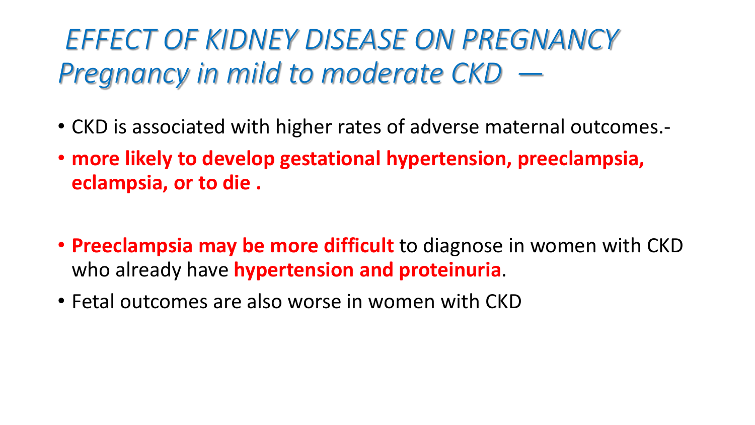# *EFFECT OF KIDNEY DISEASE ON PREGNANCY*

## *Pregnancy in mild to moderate CKD —*

- CKD is associated with higher rates of adverse maternal outcomes.-
- **more likely to develop gestational hypertension, preeclampsia, eclampsia, or to die .**
- **Preeclampsia may be more difficult** to diagnose in women with CKD who already have **hypertension and proteinuria**.
- Fetal outcomes are also worse in women with CKD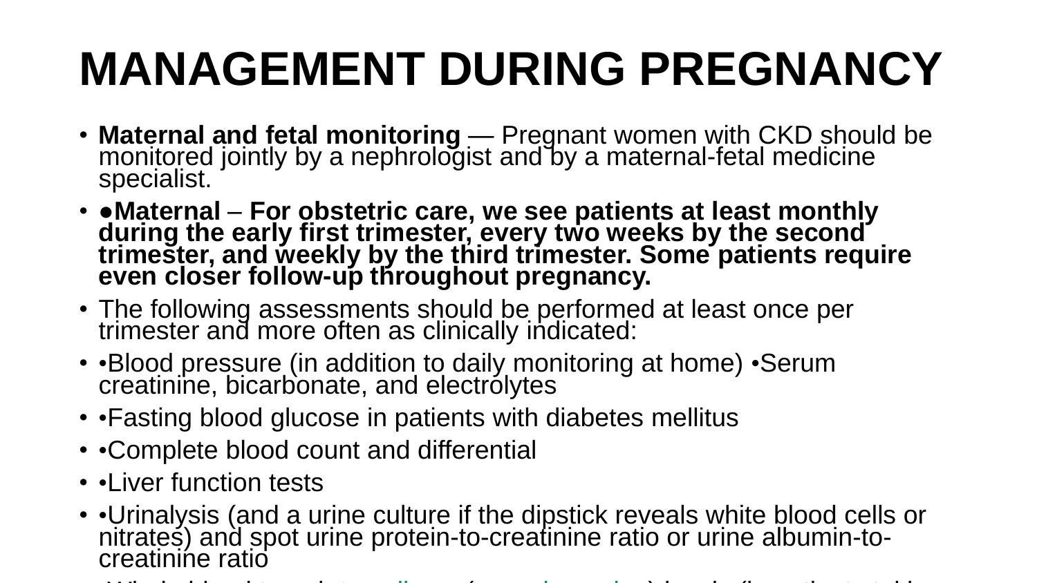# MANAGEMENT DURING PREGNANCY

- **Maternal and fetal monitoring** — Pregnant women with CKD should be monitored jointly by a nephrologist and by a maternal-fetal medicine specialist.
- **●Maternal** – **For obstetric care, we see patients at least monthly during the early first trimester, every two weeks by the second trimester, and weekly by the third trimester. Some patients require even closer follow-up throughout pregnancy.**
- The following assessments should be performed at least once per trimester and more often as clinically indicated:
- •Blood pressure (in addition to daily monitoring at home) •Serum creatinine, bicarbonate, and electrolytes
- •Fasting blood glucose in patients with diabetes mellitus
- •Complete blood count and differential
- •Liver function tests
- •Urinalysis (and a urine culture if the dipstick reveals white blood cells or nitrates) and spot urine protein-to-creatinine ratio or urine albumin-to-creatinine ratio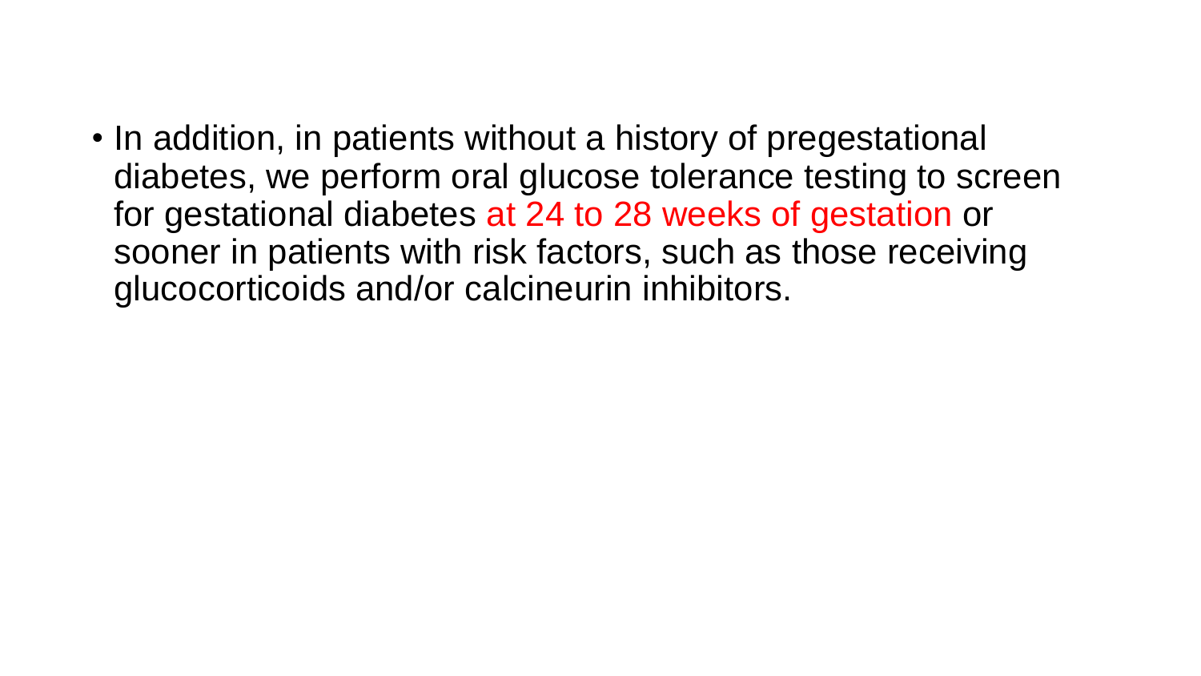- In addition, in patients without a history of pregestational diabetes, we perform oral glucose tolerance testing to screen for gestational diabetes at 24 to 28 weeks of gestation or sooner in patients with risk factors, such as those receiving glucocorticoids and/or calcineurin inhibitors.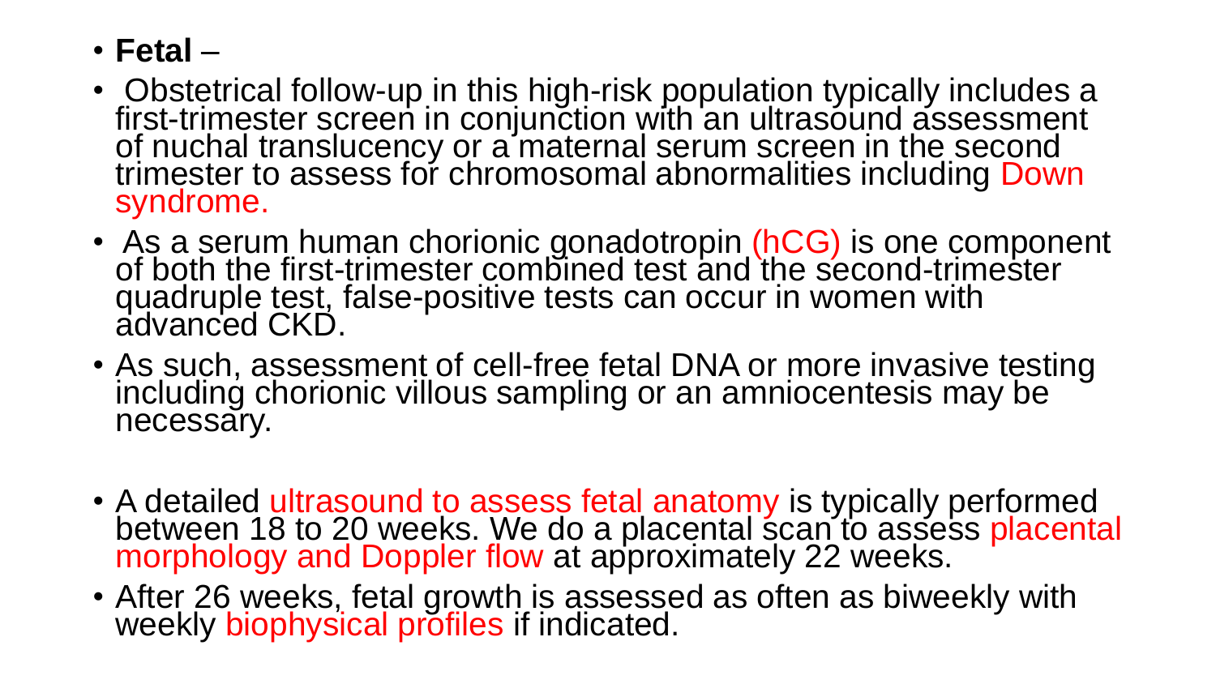- **Fetal** –
- Obstetrical follow-up in this high-risk population typically includes a first-trimester screen in conjunction with an ultrasound assessment of nuchal translucency or a maternal serum screen in the second trimester to assess for chromosomal abnormalities including Down syndrome.
- As a serum human chorionic gonadotropin (hCG) is one component of both the first-trimester combined test and the second-trimester quadruple test, false-positive tests can occur in women with advanced CKD.
- As such, assessment of cell-free fetal DNA or more invasive testing including chorionic villous sampling or an amniocentesis may be necessary.
- A detailed ultrasound to assess fetal anatomy is typically performed between 18 to 20 weeks. We do a placental scan to assess placental morphology and Doppler flow at approximately 22 weeks.
- After 26 weeks, fetal growth is assessed as often as biweekly with weekly biophysical profiles if indicated.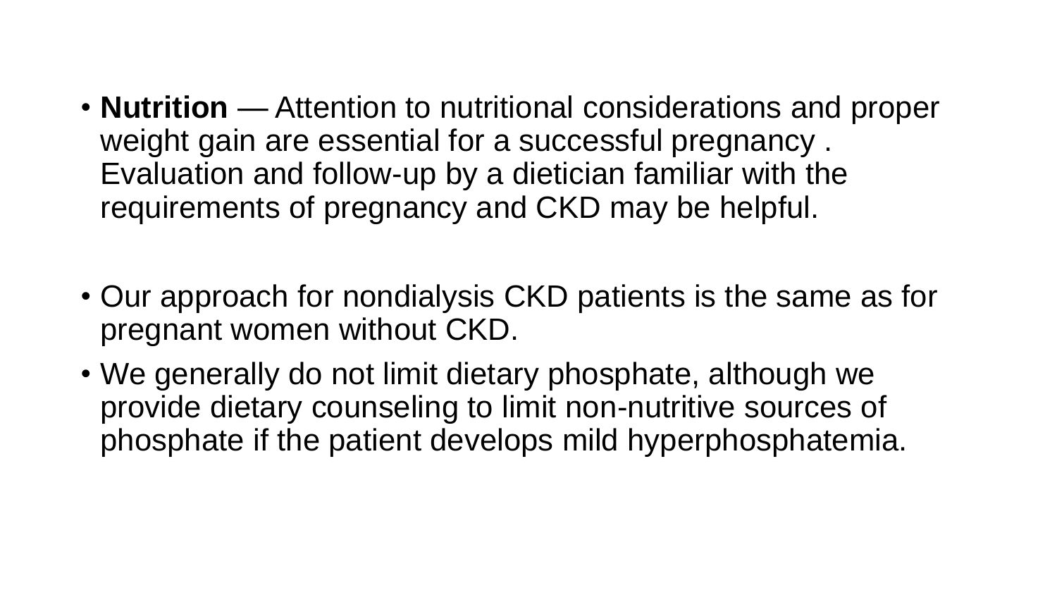- **Nutrition** — Attention to nutritional considerations and proper weight gain are essential for a successful pregnancy . Evaluation and follow-up by a dietician familiar with the requirements of pregnancy and CKD may be helpful.

- Our approach for nondialysis CKD patients is the same as for pregnant women without CKD.
- We generally do not limit dietary phosphate, although we provide dietary counseling to limit non-nutritive sources of phosphate if the patient develops mild hyperphosphatemia.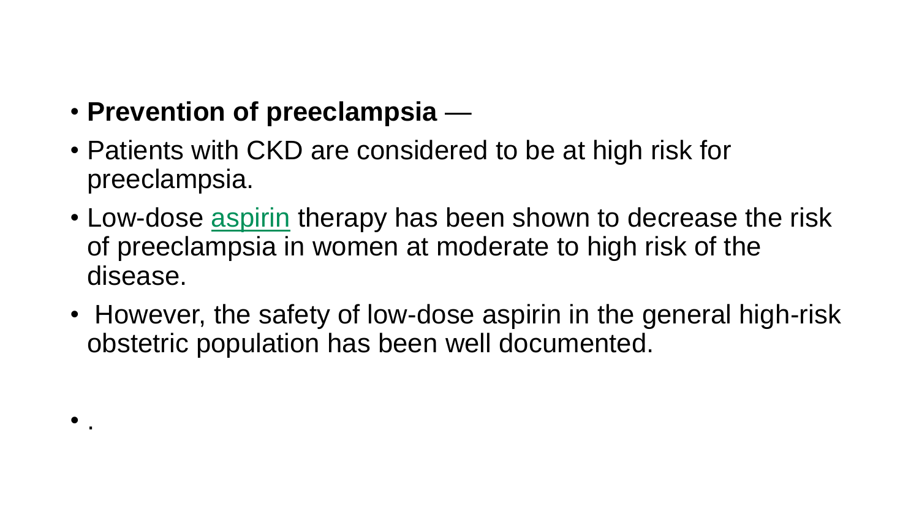- **Prevention of preeclampsia** —
- Patients with CKD are considered to be at high risk for preeclampsia.
- Low-dose aspirin therapy has been shown to decrease the risk of preeclampsia in women at moderate to high risk of the disease.
- However, the safety of low-dose aspirin in the general high-risk obstetric population has been well documented.
- .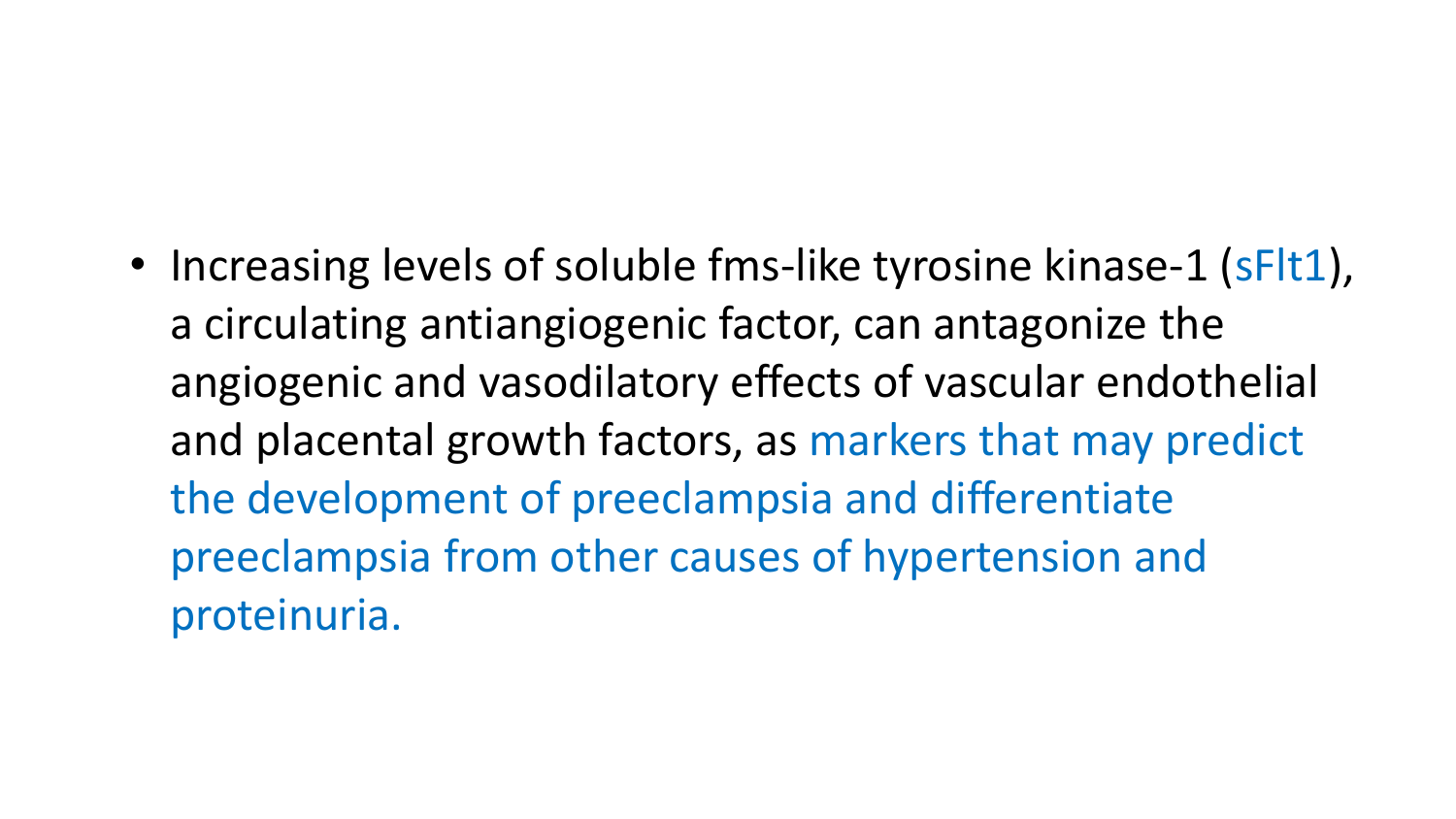- Increasing levels of soluble fms-like tyrosine kinase-1 (sFlt1), a circulating antiangiogenic factor, can antagonize the angiogenic and vasodilatory effects of vascular endothelial and placental growth factors, as markers that may predict the development of preeclampsia and differentiate preeclampsia from other causes of hypertension and proteinuria.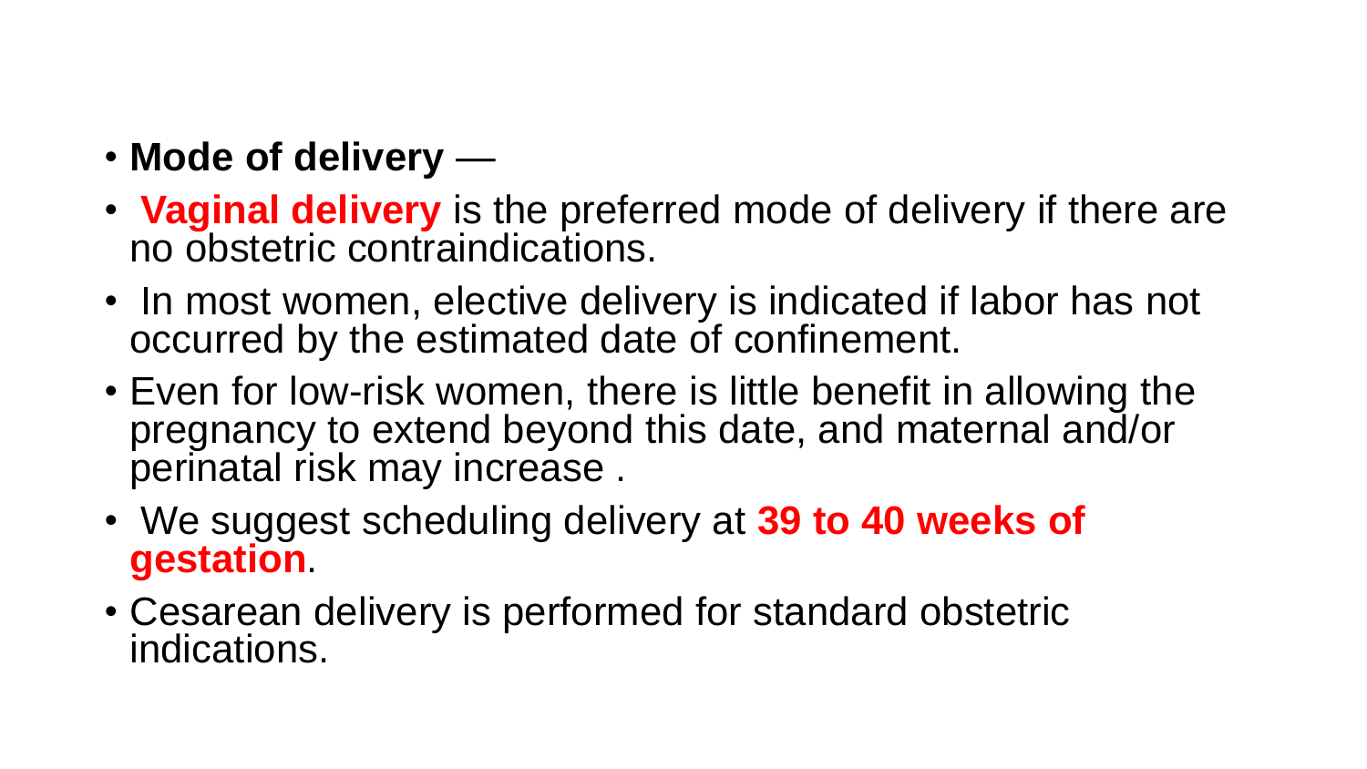- **Mode of delivery** —
- **Vaginal delivery** is the preferred mode of delivery if there are no obstetric contraindications.
- In most women, elective delivery is indicated if labor has not occurred by the estimated date of confinement.
- Even for low-risk women, there is little benefit in allowing the pregnancy to extend beyond this date, and maternal and/or perinatal risk may increase .
- We suggest scheduling delivery at **39 to 40 weeks of gestation**.
- Cesarean delivery is performed for standard obstetric indications.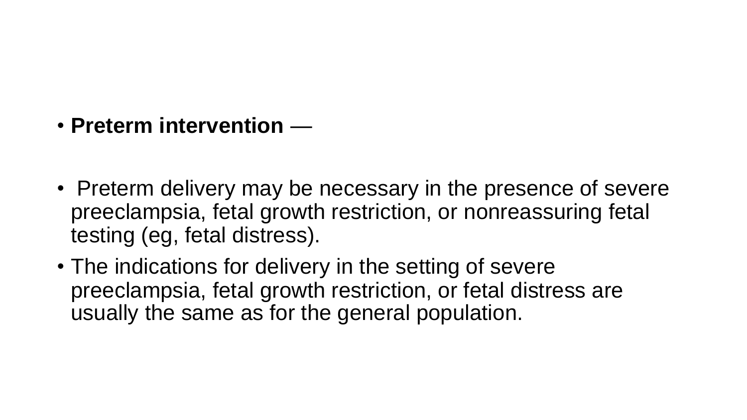- **Preterm intervention** —

- Preterm delivery may be necessary in the presence of severe preeclampsia, fetal growth restriction, or nonreassuring fetal testing (eg, fetal distress).
- The indications for delivery in the setting of severe preeclampsia, fetal growth restriction, or fetal distress are usually the same as for the general population.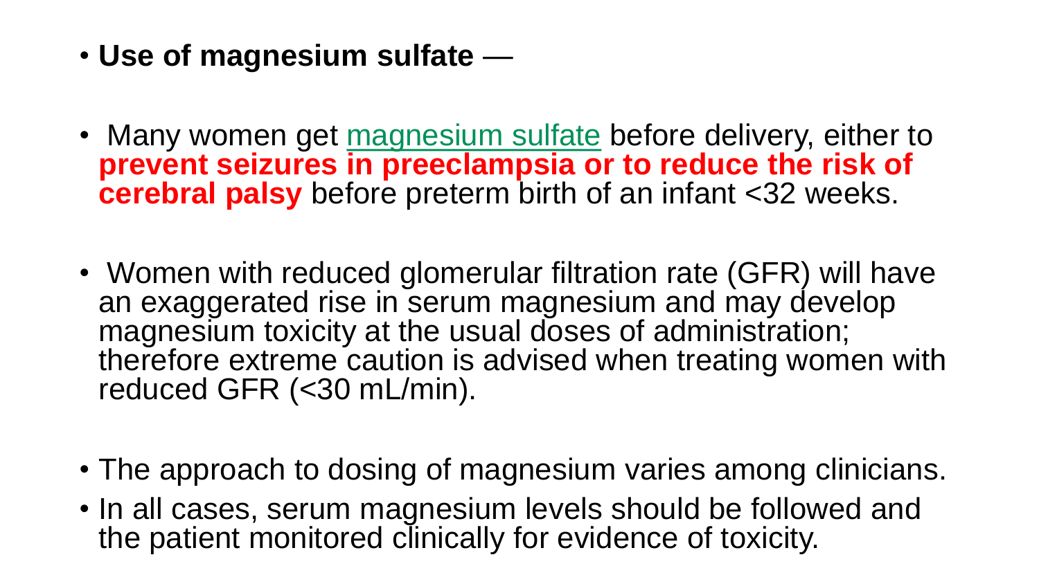- **Use of magnesium sulfate** —

- Many women get magnesium sulfate before delivery, either to **prevent seizures in preeclampsia or to reduce the risk of cerebral palsy** before preterm birth of an infant <32 weeks.

- Women with reduced glomerular filtration rate (GFR) will have an exaggerated rise in serum magnesium and may develop magnesium toxicity at the usual doses of administration; therefore extreme caution is advised when treating women with reduced GFR (<30 mL/min).

- The approach to dosing of magnesium varies among clinicians.
- In all cases, serum magnesium levels should be followed and the patient monitored clinically for evidence of toxicity.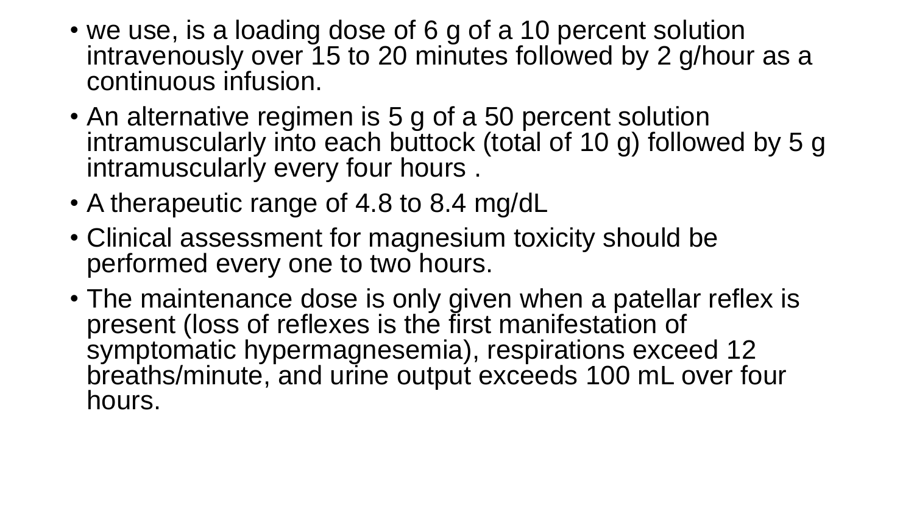- we use, is a loading dose of 6 g of a 10 percent solution intravenously over 15 to 20 minutes followed by 2 g/hour as a continuous infusion.
- An alternative regimen is 5 g of a 50 percent solution intramuscularly into each buttock (total of 10 g) followed by 5 g intramuscularly every four hours .
- A therapeutic range of 4.8 to 8.4 mg/dL
- Clinical assessment for magnesium toxicity should be performed every one to two hours.
- The maintenance dose is only given when a patellar reflex is present (loss of reflexes is the first manifestation of symptomatic hypermagnesemia), respirations exceed 12 breaths/minute, and urine output exceeds 100 mL over four hours.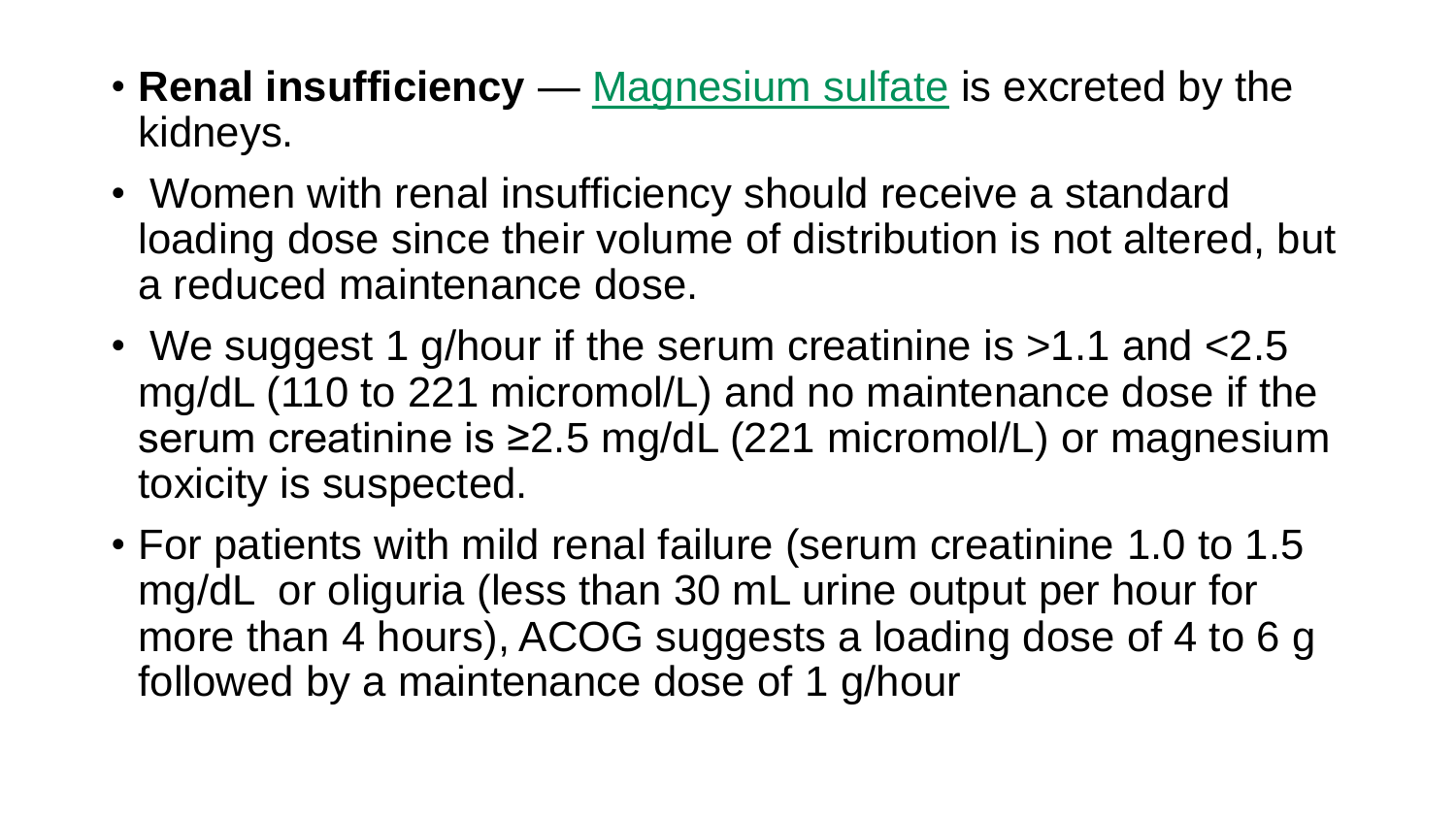- **Renal insufficiency** — Magnesium sulfate is excreted by the kidneys.
- Women with renal insufficiency should receive a standard loading dose since their volume of distribution is not altered, but a reduced maintenance dose.
- We suggest 1 g/hour if the serum creatinine is >1.1 and <2.5 mg/dL (110 to 221 micromol/L) and no maintenance dose if the serum creatinine is ≥2.5 mg/dL (221 micromol/L) or magnesium toxicity is suspected.
- For patients with mild renal failure (serum creatinine 1.0 to 1.5 mg/dL or oliguria (less than 30 mL urine output per hour for more than 4 hours), ACOG suggests a loading dose of 4 to 6 g followed by a maintenance dose of 1 g/hour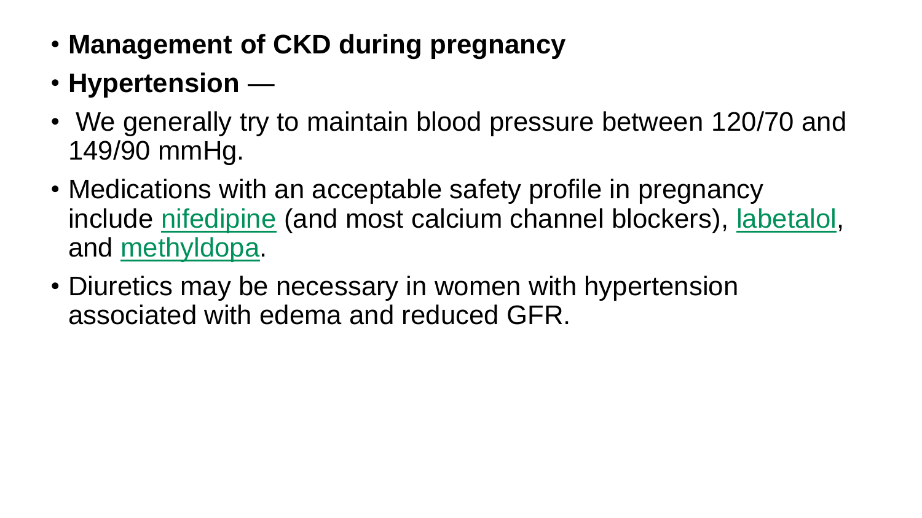- **Management of CKD during pregnancy**
- **Hypertension** —
- We generally try to maintain blood pressure between 120/70 and 149/90 mmHg.
- Medications with an acceptable safety profile in pregnancy include nifedipine (and most calcium channel blockers), labetalol, and methyldopa.
- Diuretics may be necessary in women with hypertension associated with edema and reduced GFR.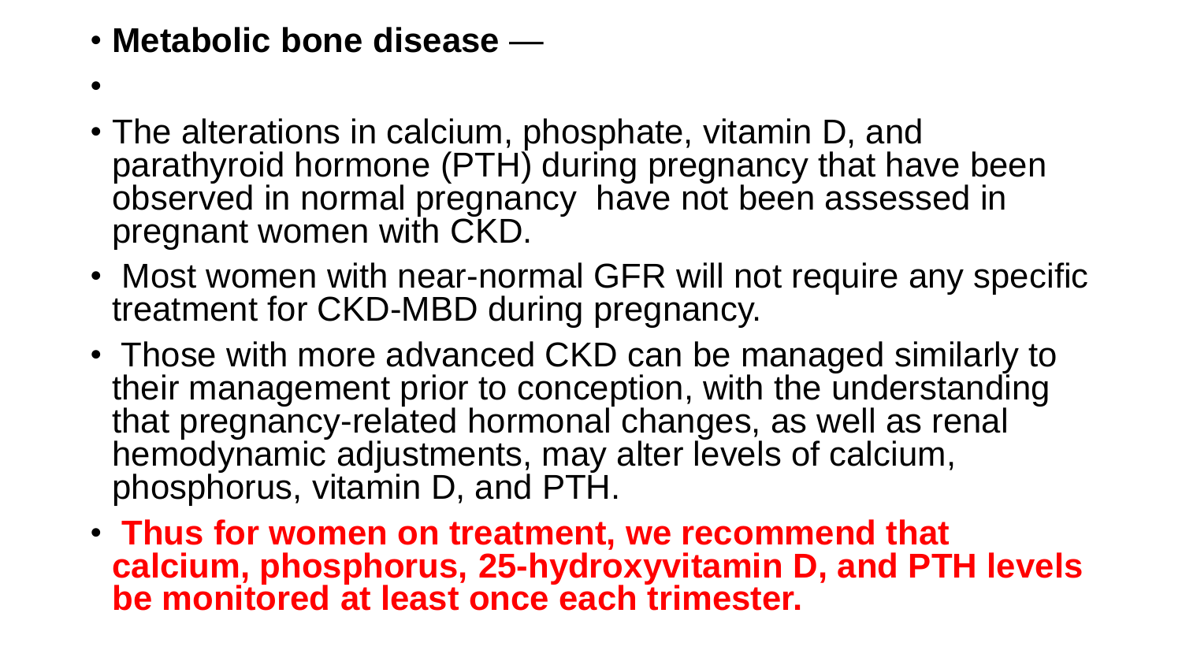- **Metabolic bone disease** —
-
- The alterations in calcium, phosphate, vitamin D, and parathyroid hormone (PTH) during pregnancy that have been observed in normal pregnancy have not been assessed in pregnant women with CKD.
- Most women with near-normal GFR will not require any specific treatment for CKD-MBD during pregnancy.
- Those with more advanced CKD can be managed similarly to their management prior to conception, with the understanding that pregnancy-related hormonal changes, as well as renal hemodynamic adjustments, may alter levels of calcium, phosphorus, vitamin D, and PTH.
- **Thus for women on treatment, we recommend that calcium, phosphorus, 25-hydroxyvitamin D, and PTH levels be monitored at least once each trimester.**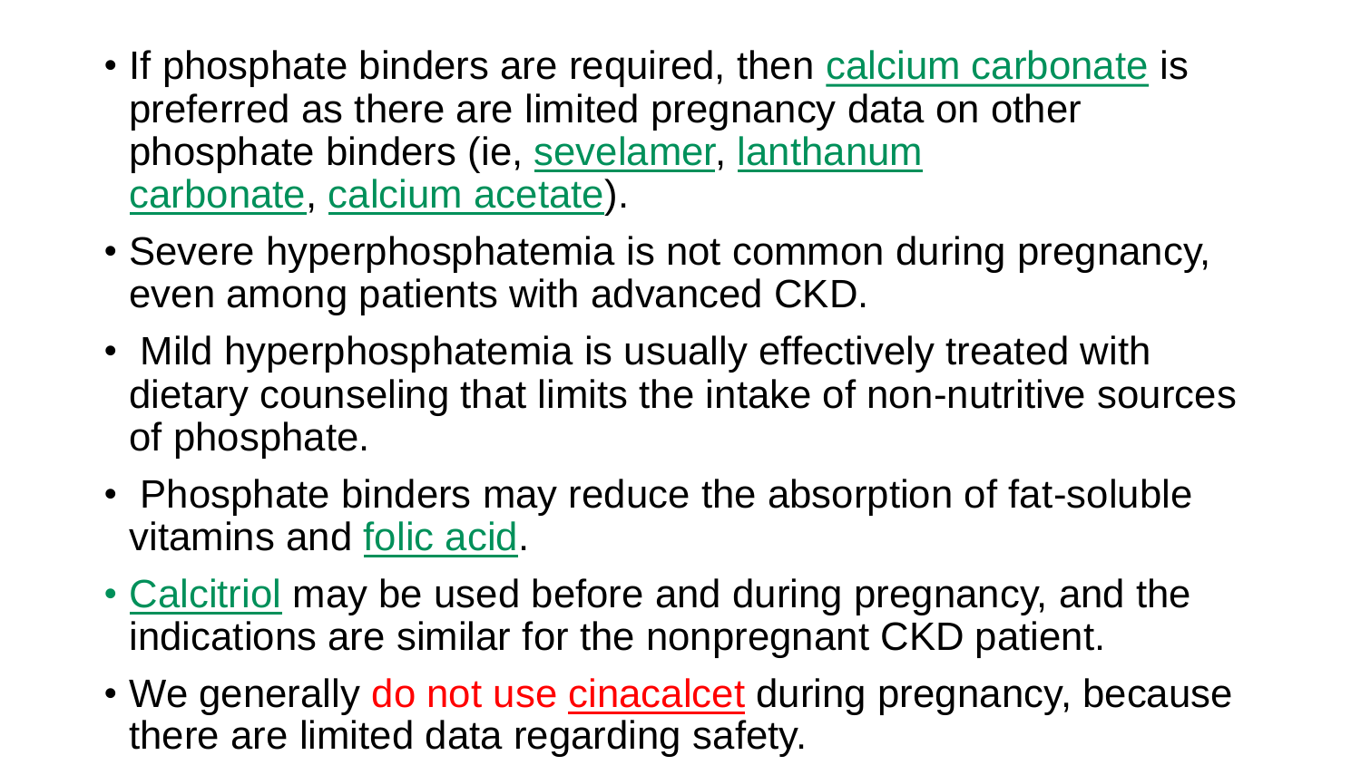- If phosphate binders are required, then calcium carbonate is preferred as there are limited pregnancy data on other phosphate binders (ie, sevelamer, lanthanum carbonate, calcium acetate).
- Severe hyperphosphatemia is not common during pregnancy, even among patients with advanced CKD.
- Mild hyperphosphatemia is usually effectively treated with dietary counseling that limits the intake of non-nutritive sources of phosphate.
- Phosphate binders may reduce the absorption of fat-soluble vitamins and folic acid.
- Calcitriol may be used before and during pregnancy, and the indications are similar for the nonpregnant CKD patient.
- We generally do not use cinacalcet during pregnancy, because there are limited data regarding safety.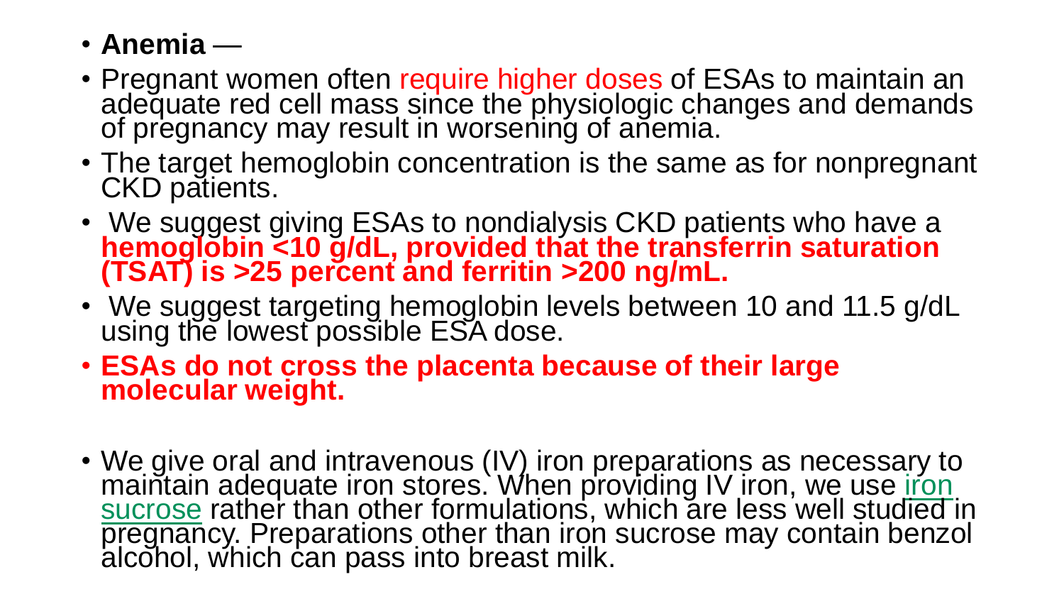- **Anemia** —
- Pregnant women often require higher doses of ESAs to maintain an adequate red cell mass since the physiologic changes and demands of pregnancy may result in worsening of anemia.
- The target hemoglobin concentration is the same as for nonpregnant CKD patients.
- We suggest giving ESAs to nondialysis CKD patients who have a **hemoglobin <10 g/dL, provided that the transferrin saturation (TSAT) is >25 percent and ferritin >200 ng/mL.**
- We suggest targeting hemoglobin levels between 10 and 11.5 g/dL using the lowest possible ESA dose.
- **ESAs do not cross the placenta because of their large molecular weight.**
- We give oral and intravenous (IV) iron preparations as necessary to maintain adequate iron stores. When providing IV iron, we use iron sucrose rather than other formulations, which are less well studied in pregnancy. Preparations other than iron sucrose may contain benzol alcohol, which can pass into breast milk.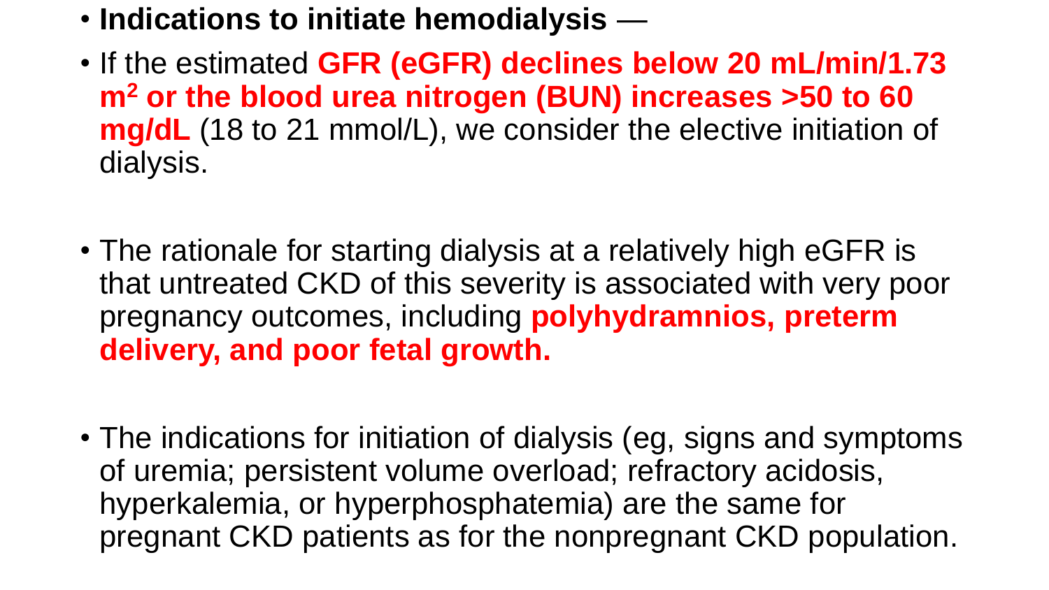- **Indications to initiate hemodialysis** —
- If the estimated **GFR (eGFR) declines below 20 mL/min/1.73 m$^2$ or the blood urea nitrogen (BUN) increases >50 to 60 mg/dL** (18 to 21 mmol/L), we consider the elective initiation of dialysis.
- The rationale for starting dialysis at a relatively high eGFR is that untreated CKD of this severity is associated with very poor pregnancy outcomes, including **polyhydramnios, preterm delivery, and poor fetal growth.**
- The indications for initiation of dialysis (eg, signs and symptoms of uremia; persistent volume overload; refractory acidosis, hyperkalemia, or hyperphosphatemia) are the same for pregnant CKD patients as for the nonpregnant CKD population.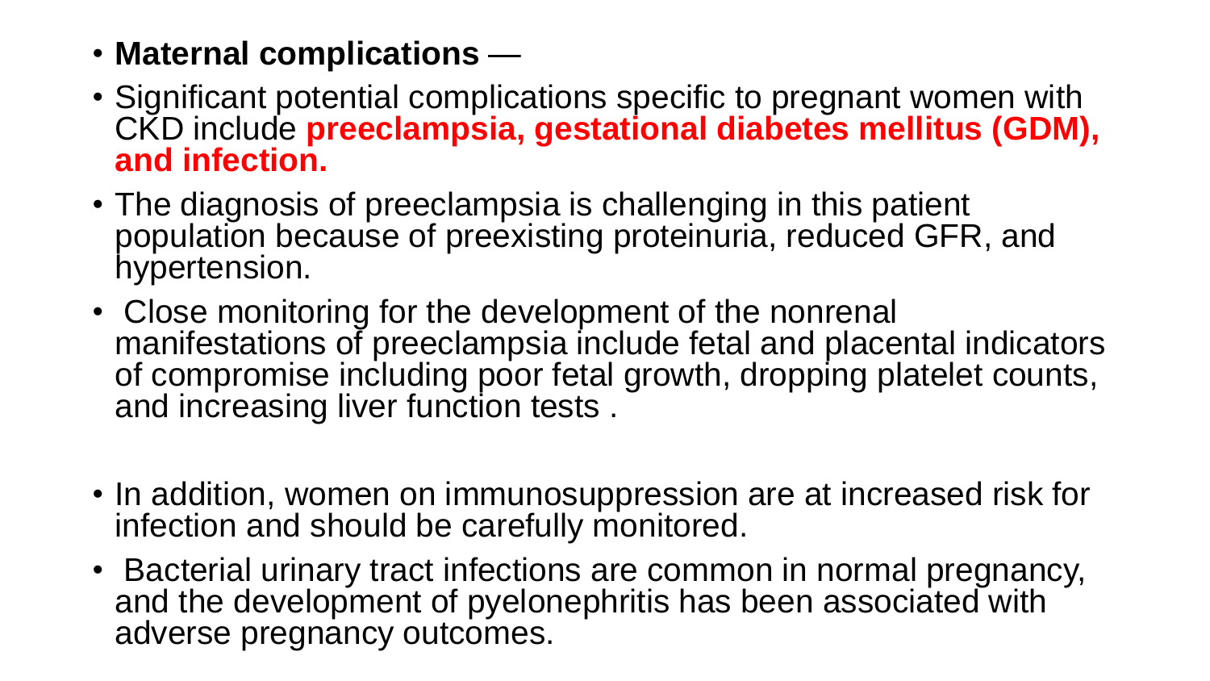- **Maternal complications** —
- Significant potential complications specific to pregnant women with CKD include **preeclampsia, gestational diabetes mellitus (GDM), and infection.**
- The diagnosis of preeclampsia is challenging in this patient population because of preexisting proteinuria, reduced GFR, and hypertension.
- Close monitoring for the development of the nonrenal manifestations of preeclampsia include fetal and placental indicators of compromise including poor fetal growth, dropping platelet counts, and increasing liver function tests .
- In addition, women on immunosuppression are at increased risk for infection and should be carefully monitored.
- Bacterial urinary tract infections are common in normal pregnancy, and the development of pyelonephritis has been associated with adverse pregnancy outcomes.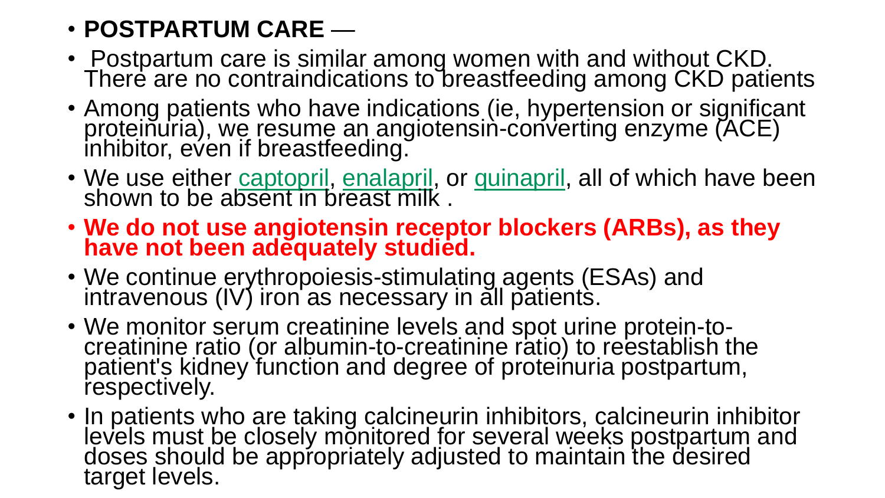- **POSTPARTUM CARE** —
- Postpartum care is similar among women with and without CKD. There are no contraindications to breastfeeding among CKD patients
- Among patients who have indications (ie, hypertension or significant proteinuria), we resume an angiotensin-converting enzyme (ACE) inhibitor, even if breastfeeding.
- We use either captopril, enalapril, or quinapril, all of which have been shown to be absent in breast milk .
- **We do not use angiotensin receptor blockers (ARBs), as they have not been adequately studied.**
- We continue erythropoiesis-stimulating agents (ESAs) and intravenous (IV) iron as necessary in all patients.
- We monitor serum creatinine levels and spot urine protein-to-creatinine ratio (or albumin-to-creatinine ratio) to reestablish the patient's kidney function and degree of proteinuria postpartum, respectively.
- In patients who are taking calcineurin inhibitors, calcineurin inhibitor levels must be closely monitored for several weeks postpartum and doses should be appropriately adjusted to maintain the desired target levels.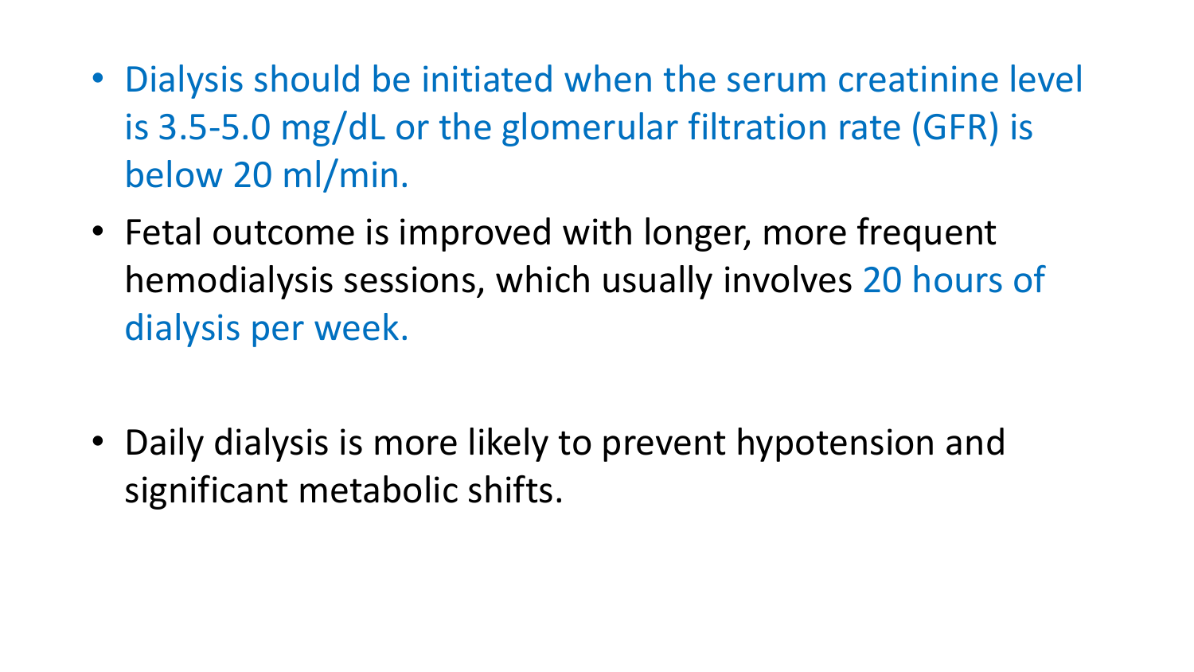- Dialysis should be initiated when the serum creatinine level is 3.5-5.0 mg/dL or the glomerular filtration rate (GFR) is below 20 ml/min.
- Fetal outcome is improved with longer, more frequent hemodialysis sessions, which usually involves 20 hours of dialysis per week.
- Daily dialysis is more likely to prevent hypotension and significant metabolic shifts.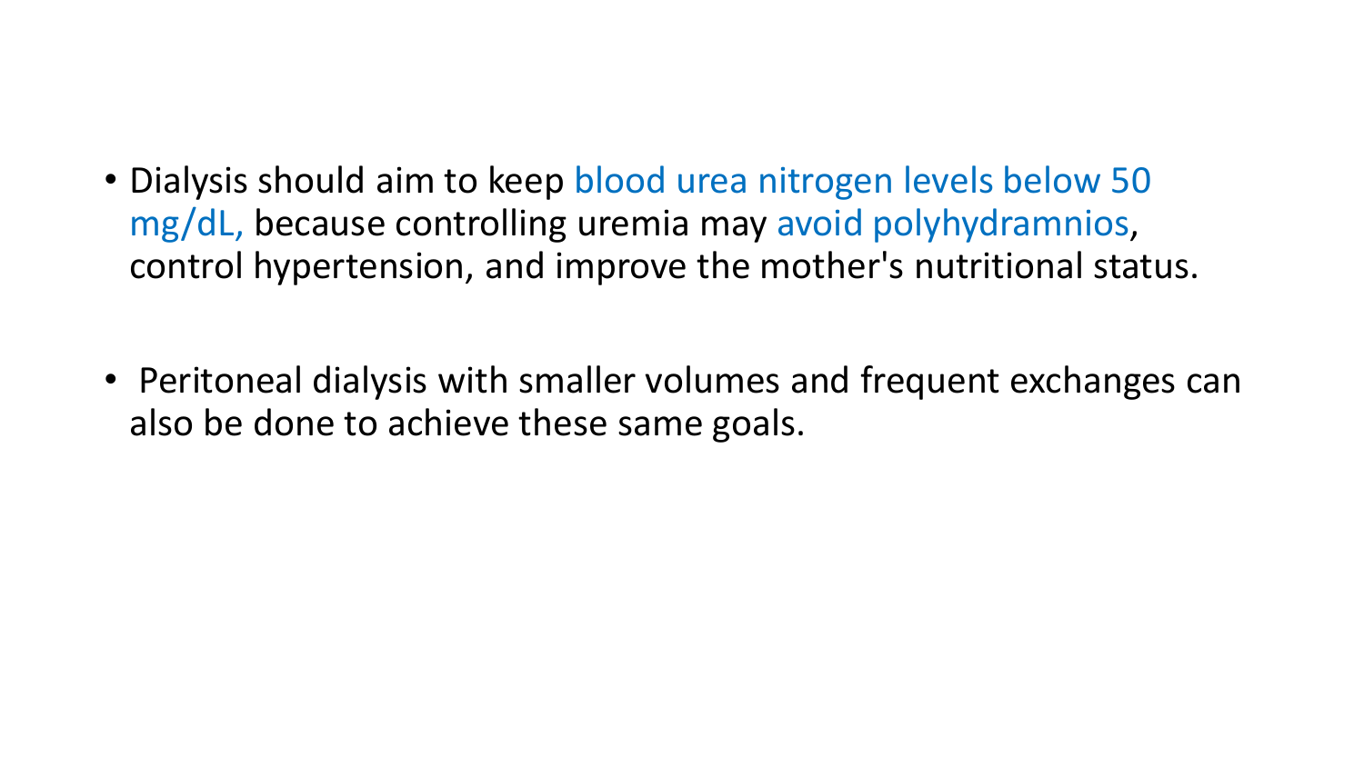- Dialysis should aim to keep blood urea nitrogen levels below 50 mg/dL, because controlling uremia may avoid polyhydramnios, control hypertension, and improve the mother's nutritional status.

- Peritoneal dialysis with smaller volumes and frequent exchanges can also be done to achieve these same goals.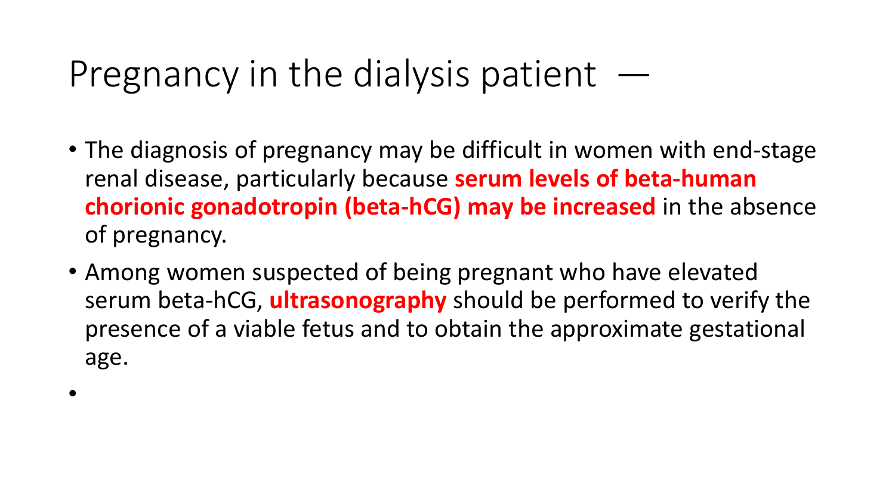# Pregnancy in the dialysis patient —

- The diagnosis of pregnancy may be difficult in women with end-stage renal disease, particularly because **serum levels of beta-human chorionic gonadotropin (beta-hCG) may be increased** in the absence of pregnancy.
- Among women suspected of being pregnant who have elevated serum beta-hCG, **ultrasonography** should be performed to verify the presence of a viable fetus and to obtain the approximate gestational age.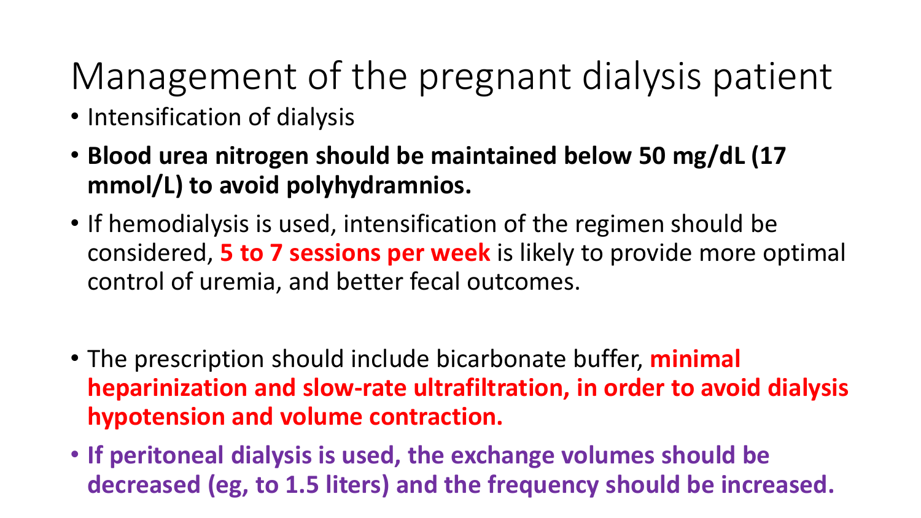# Management of the pregnant dialysis patient

- Intensification of dialysis
- **Blood urea nitrogen should be maintained below 50 mg/dL (17 mmol/L) to avoid polyhydramnios.**
- If hemodialysis is used, intensification of the regimen should be considered, **5 to 7 sessions per week** is likely to provide more optimal control of uremia, and better fecal outcomes.

- The prescription should include bicarbonate buffer, **minimal heparinization and slow-rate ultrafiltration, in order to avoid dialysis hypotension and volume contraction.**
- **If peritoneal dialysis is used, the exchange volumes should be decreased (eg, to 1.5 liters) and the frequency should be increased.**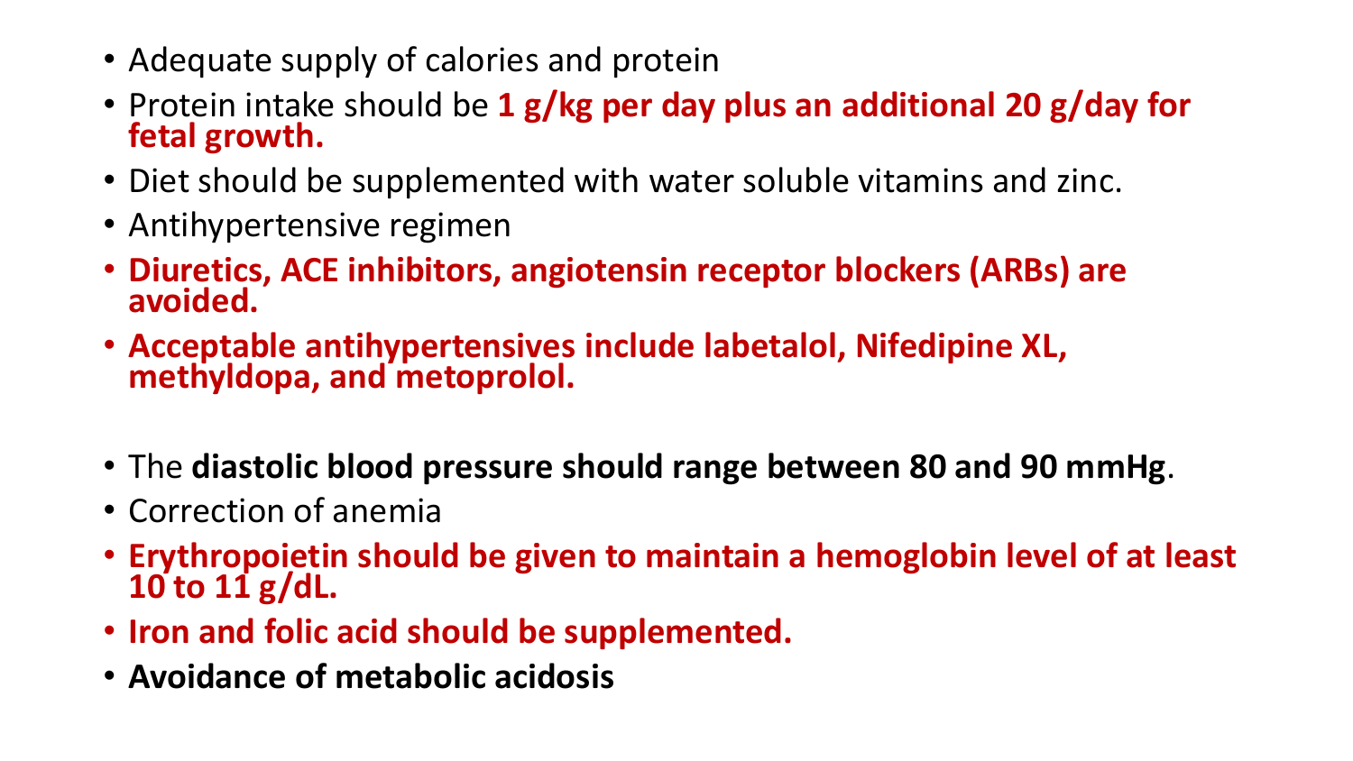- Adequate supply of calories and protein
- Protein intake should be **1 g/kg per day plus an additional 20 g/day for fetal growth.**
- Diet should be supplemented with water soluble vitamins and zinc.
- Antihypertensive regimen
- **Diuretics, ACE inhibitors, angiotensin receptor blockers (ARBs) are avoided.**
- **Acceptable antihypertensives include labetalol, Nifedipine XL, methyldopa, and metoprolol.**

- The **diastolic blood pressure should range between 80 and 90 mmHg**.
- Correction of anemia
- **Erythropoietin should be given to maintain a hemoglobin level of at least 10 to 11 g/dL.**
- **Iron and folic acid should be supplemented.**
- **Avoidance of metabolic acidosis**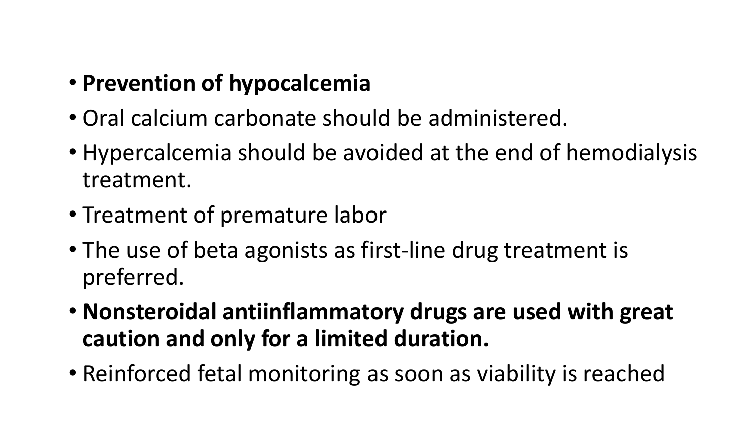- **Prevention of hypocalcemia**
- Oral calcium carbonate should be administered.
- Hypercalcemia should be avoided at the end of hemodialysis treatment.
- Treatment of premature labor
- The use of beta agonists as first-line drug treatment is preferred.
- **Nonsteroidal antiinflammatory drugs are used with great caution and only for a limited duration.**
- Reinforced fetal monitoring as soon as viability is reached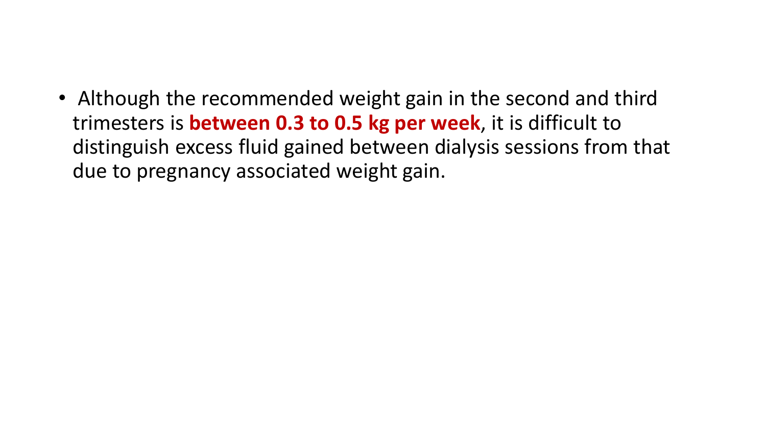- Although the recommended weight gain in the second and third trimesters is **between 0.3 to 0.5 kg per week**, it is difficult to distinguish excess fluid gained between dialysis sessions from that due to pregnancy associated weight gain.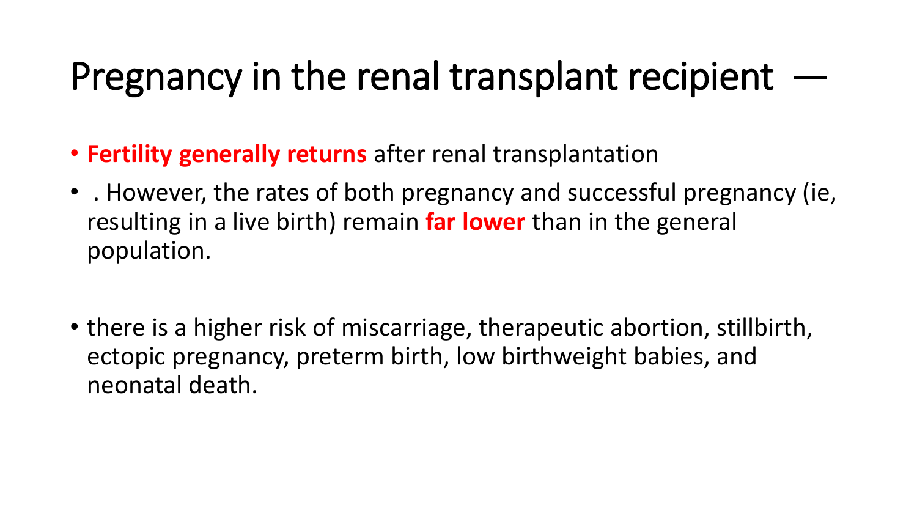# Pregnancy in the renal transplant recipient —

- **Fertility generally returns** after renal transplantation
- . However, the rates of both pregnancy and successful pregnancy (ie, resulting in a live birth) remain **far lower** than in the general population.

- there is a higher risk of miscarriage, therapeutic abortion, stillbirth, ectopic pregnancy, preterm birth, low birthweight babies, and neonatal death.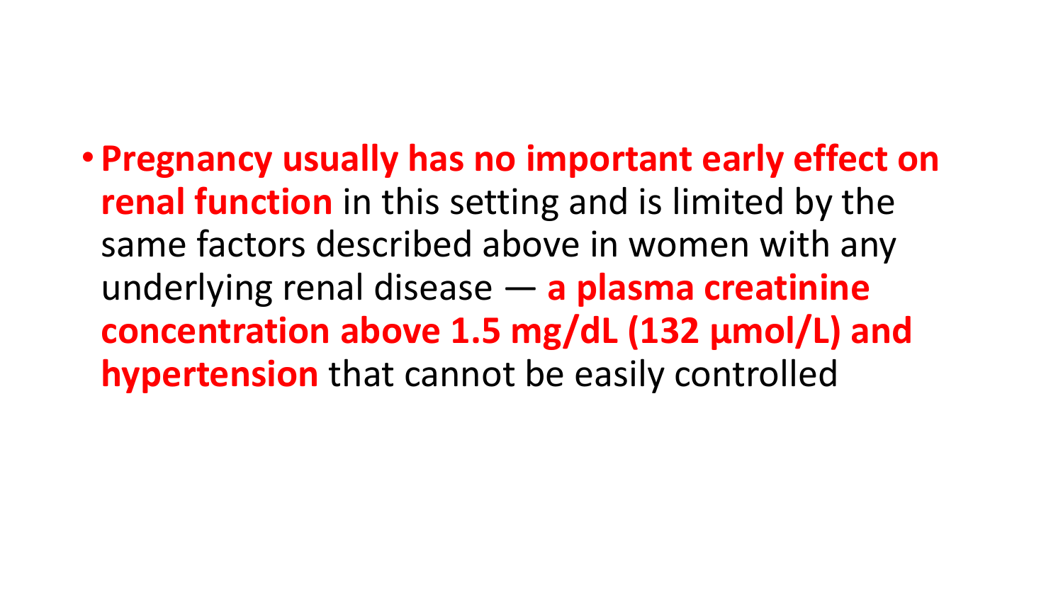- **Pregnancy usually has no important early effect on renal function** in this setting and is limited by the same factors described above in women with any underlying renal disease — **a plasma creatinine concentration above 1.5 mg/dL (132 µmol/L) and hypertension** that cannot be easily controlled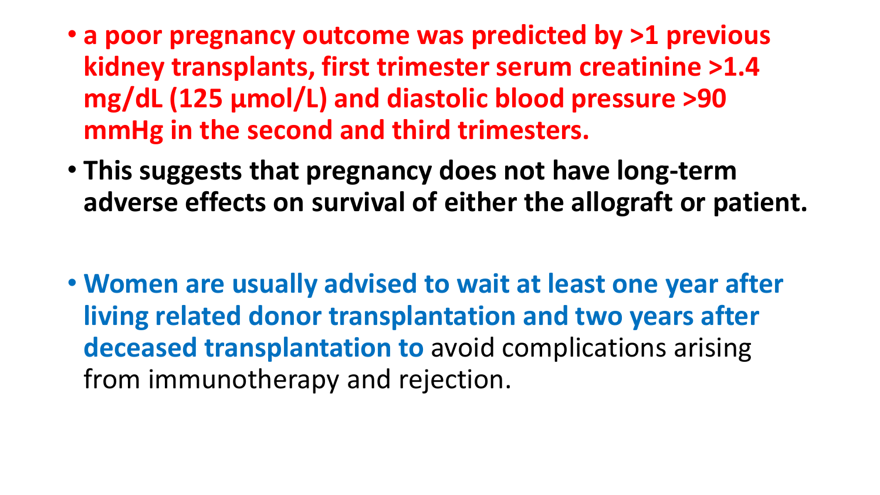- **a poor pregnancy outcome was predicted by >1 previous kidney transplants, first trimester serum creatinine >1.4 mg/dL (125 µmol/L) and diastolic blood pressure >90 mmHg in the second and third trimesters.**
- **This suggests that pregnancy does not have long-term adverse effects on survival of either the allograft or patient.**

- **Women are usually advised to wait at least one year after living related donor transplantation and two years after deceased transplantation to** avoid complications arising from immunotherapy and rejection.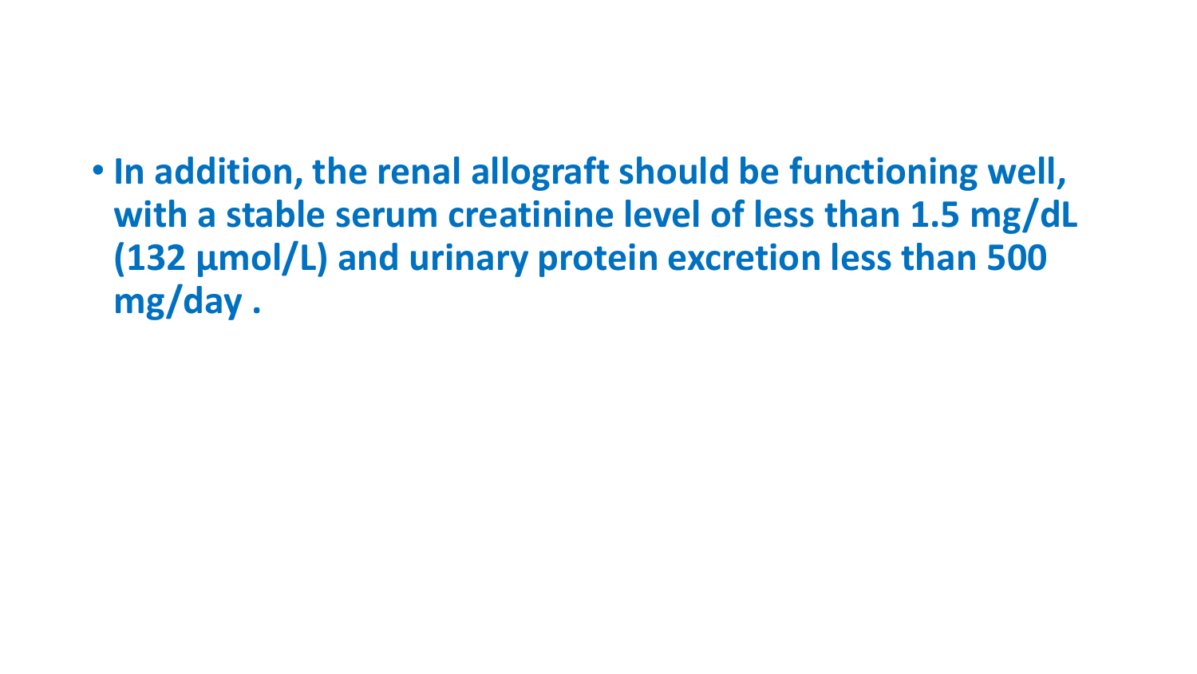- **In addition, the renal allograft should be functioning well, with a stable serum creatinine level of less than 1.5 mg/dL (132 µmol/L) and urinary protein excretion less than 500 mg/day .**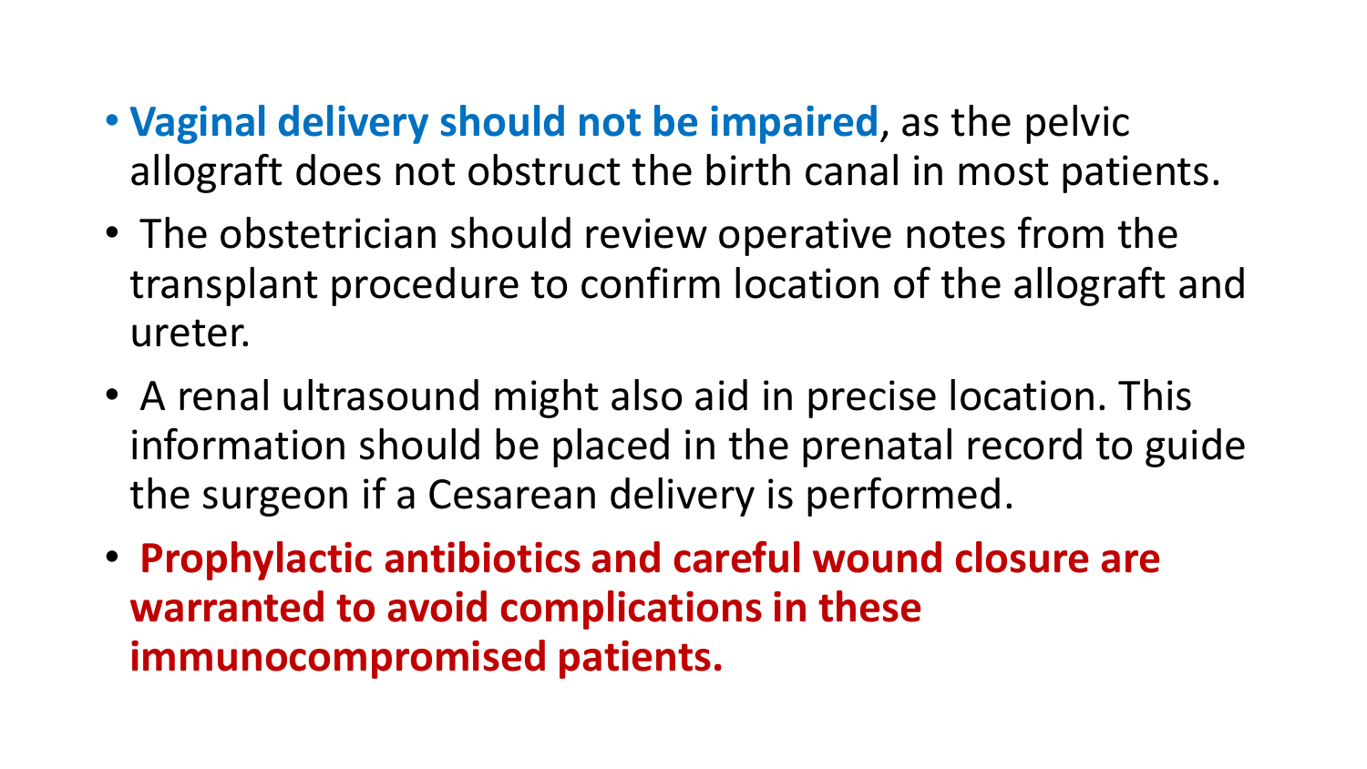- **Vaginal delivery should not be impaired**, as the pelvic allograft does not obstruct the birth canal in most patients.
- The obstetrician should review operative notes from the transplant procedure to confirm location of the allograft and ureter.
- A renal ultrasound might also aid in precise location. This information should be placed in the prenatal record to guide the surgeon if a Cesarean delivery is performed.
- **Prophylactic antibiotics and careful wound closure are warranted to avoid complications in these immunocompromised patients.**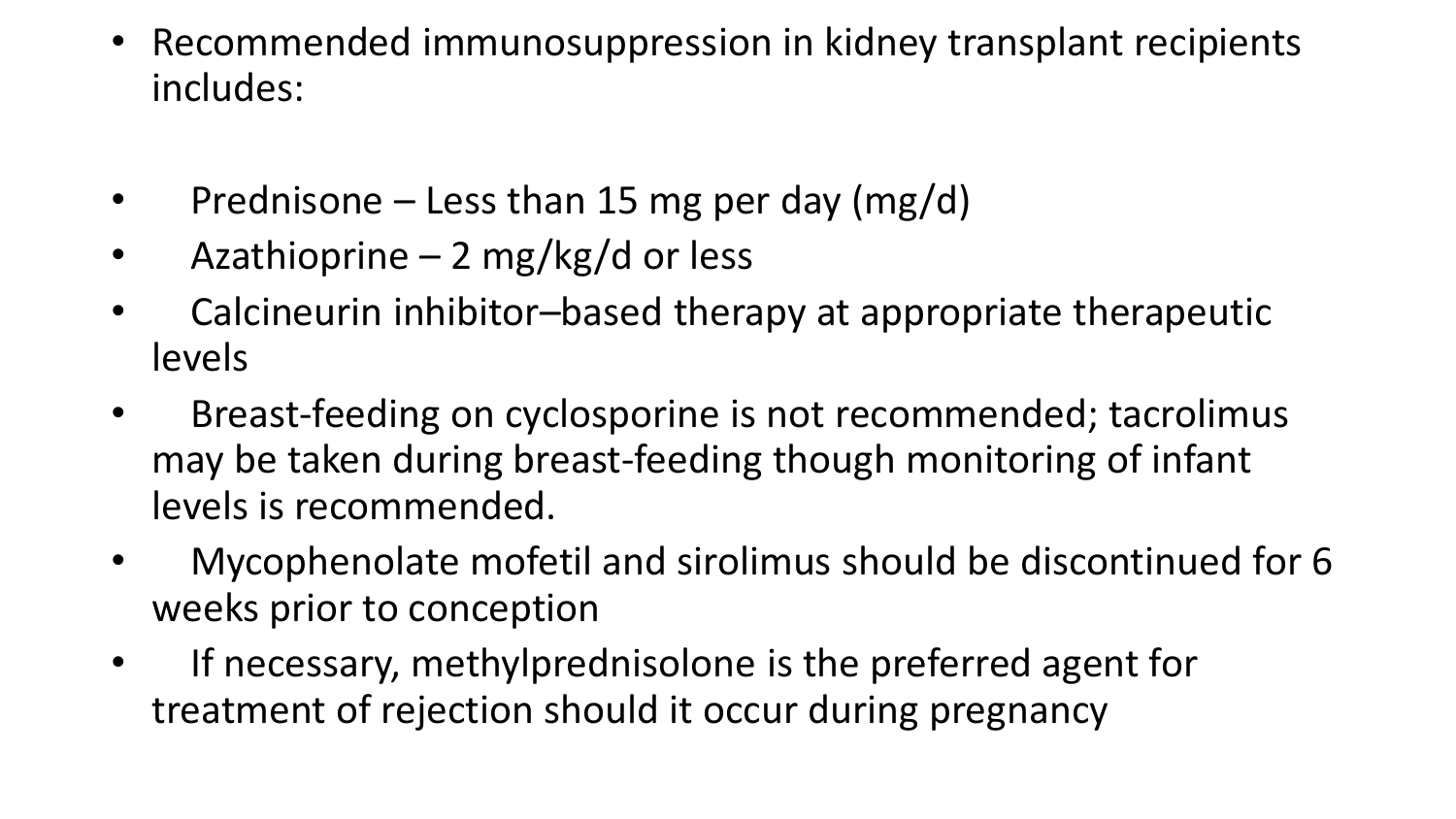- Recommended immunosuppression in kidney transplant recipients includes:

- Prednisone – Less than 15 mg per day (mg/d)
- Azathioprine – 2 mg/kg/d or less
- Calcineurin inhibitor–based therapy at appropriate therapeutic levels
- Breast-feeding on cyclosporine is not recommended; tacrolimus may be taken during breast-feeding though monitoring of infant levels is recommended.
- Mycophenolate mofetil and sirolimus should be discontinued for 6 weeks prior to conception
- If necessary, methylprednisolone is the preferred agent for treatment of rejection should it occur during pregnancy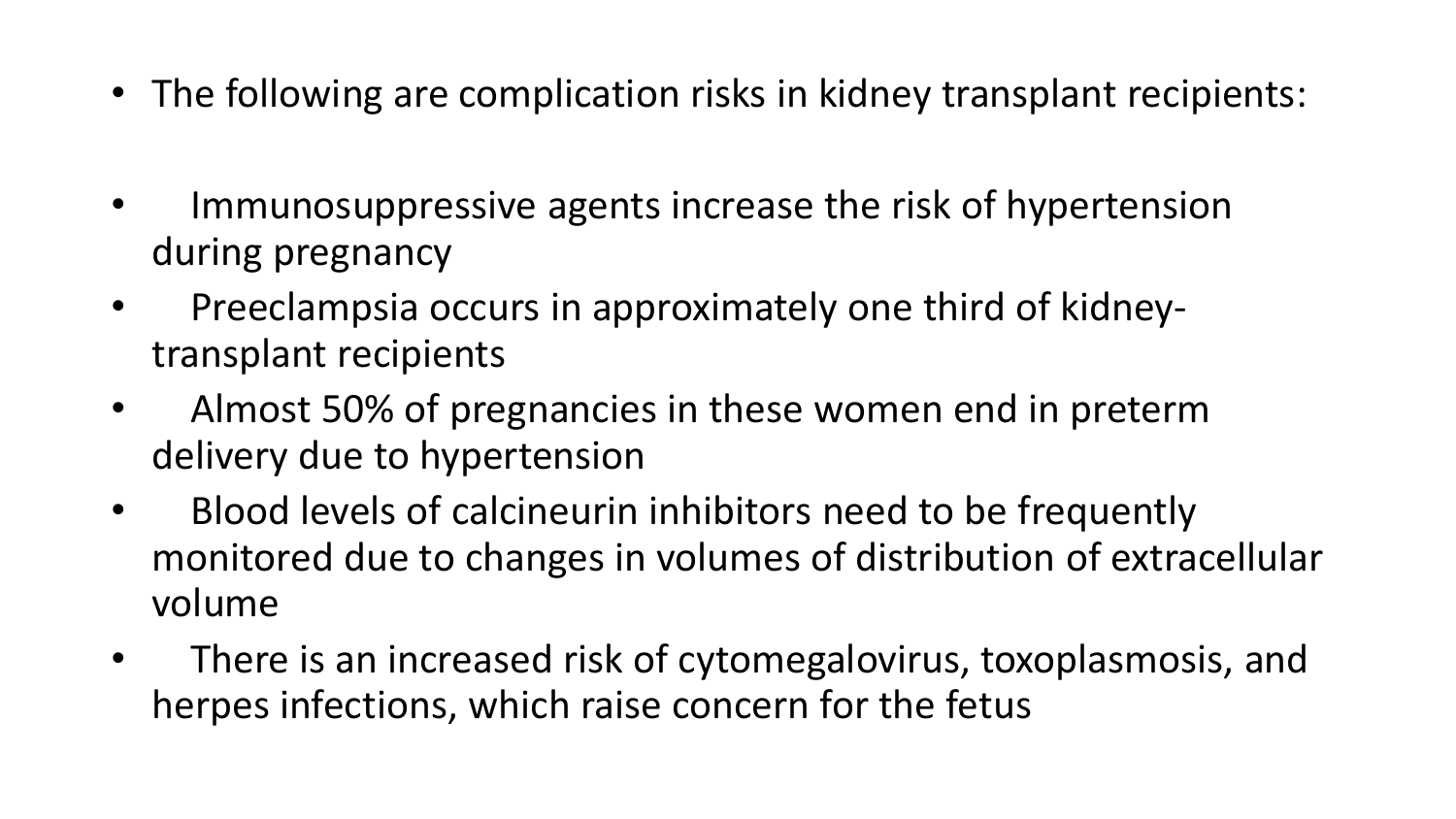- The following are complication risks in kidney transplant recipients:

- Immunosuppressive agents increase the risk of hypertension during pregnancy
- Preeclampsia occurs in approximately one third of kidney-transplant recipients
- Almost 50% of pregnancies in these women end in preterm delivery due to hypertension
- Blood levels of calcineurin inhibitors need to be frequently monitored due to changes in volumes of distribution of extracellular volume
- There is an increased risk of cytomegalovirus, toxoplasmosis, and herpes infections, which raise concern for the fetus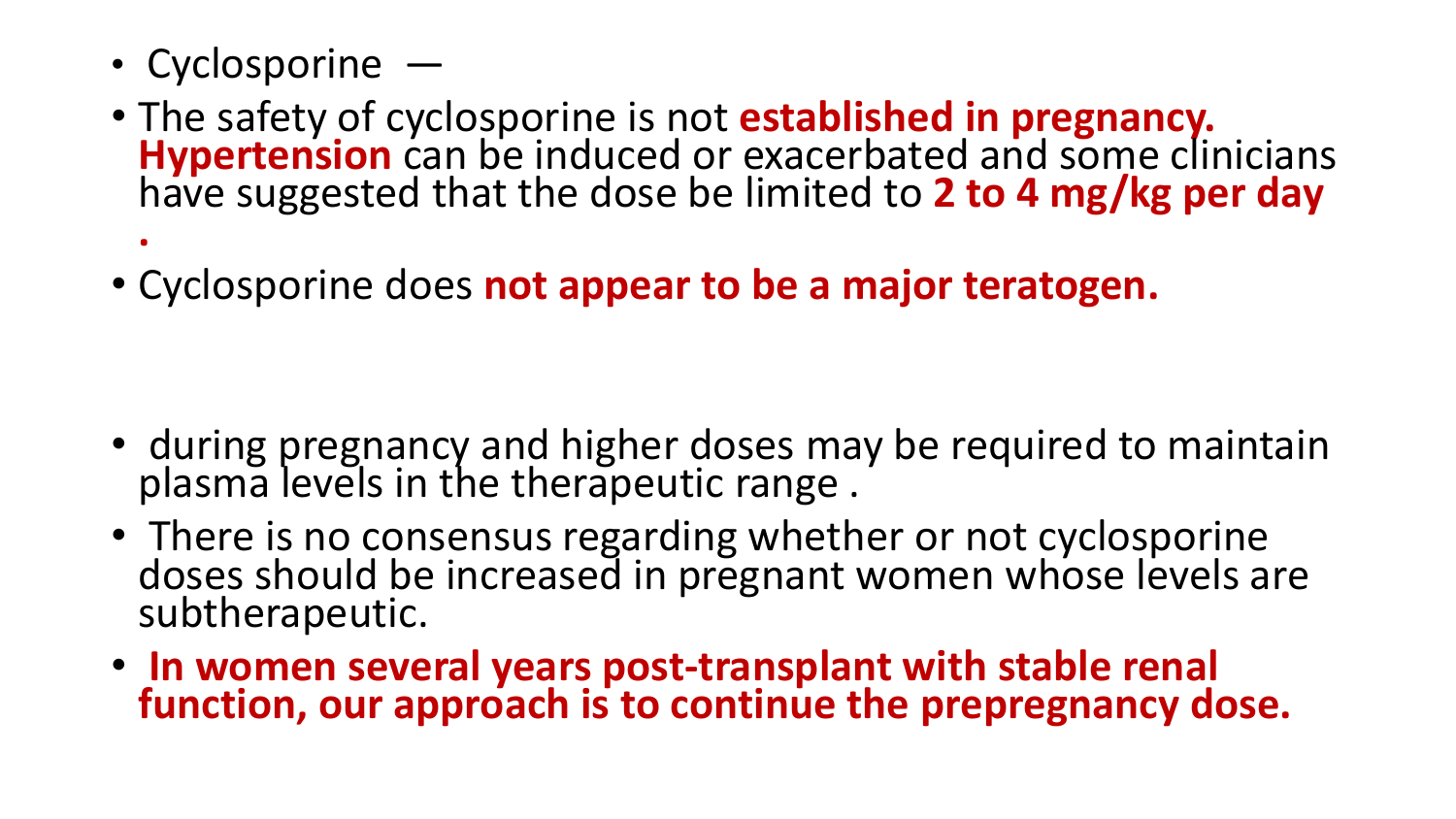- Cyclosporine —
- The safety of cyclosporine is not **established in pregnancy. Hypertension** can be induced or exacerbated and some clinicians have suggested that the dose be limited to **2 to 4 mg/kg per day .**
- Cyclosporine does **not appear to be a major teratogen.**

- during pregnancy and higher doses may be required to maintain plasma levels in the therapeutic range .
- There is no consensus regarding whether or not cyclosporine doses should be increased in pregnant women whose levels are subtherapeutic.
- **In women several years post-transplant with stable renal function, our approach is to continue the prepregnancy dose.**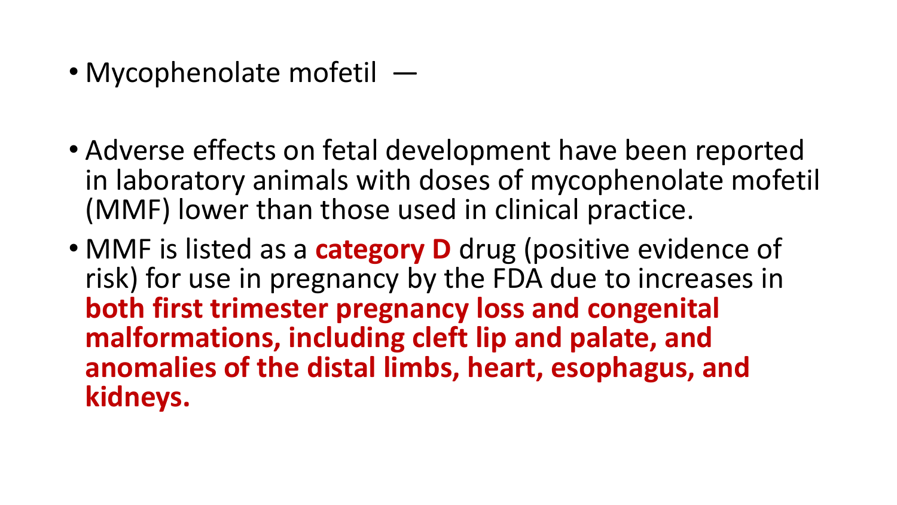- Mycophenolate mofetil —

- Adverse effects on fetal development have been reported in laboratory animals with doses of mycophenolate mofetil (MMF) lower than those used in clinical practice.
- MMF is listed as a **category D** drug (positive evidence of risk) for use in pregnancy by the FDA due to increases in **both first trimester pregnancy loss and congenital malformations, including cleft lip and palate, and anomalies of the distal limbs, heart, esophagus, and kidneys.**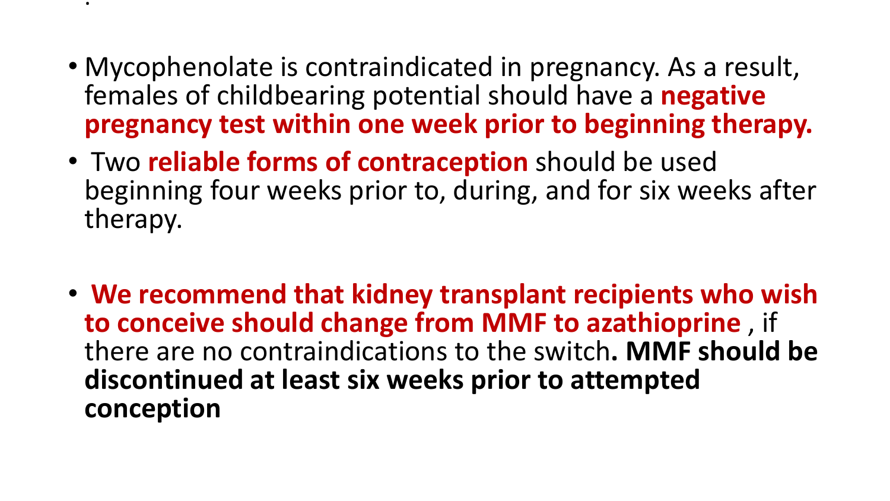- Mycophenolate is contraindicated in pregnancy. As a result, females of childbearing potential should have a **negative pregnancy test within one week prior to beginning therapy.**
- Two **reliable forms of contraception** should be used beginning four weeks prior to, during, and for six weeks after therapy.

- **We recommend that kidney transplant recipients who wish to conceive should change from MMF to azathioprine** , if there are no contraindications to the switch**. MMF should be discontinued at least six weeks prior to attempted conception**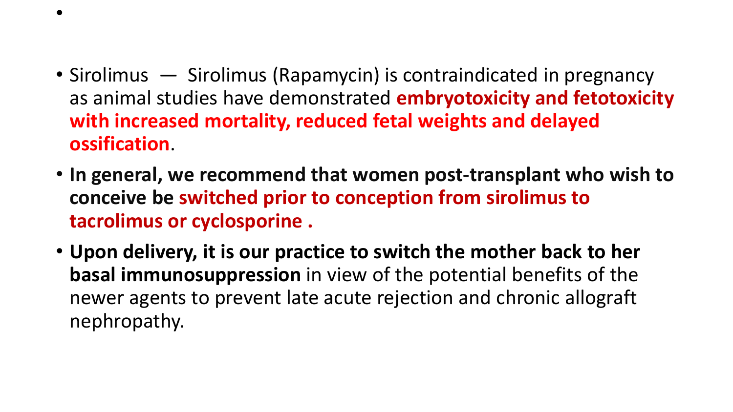- Sirolimus — Sirolimus (Rapamycin) is contraindicated in pregnancy as animal studies have demonstrated **embryotoxicity and fetotoxicity with increased mortality, reduced fetal weights and delayed ossification**.
- **In general, we recommend that women post-transplant who wish to conceive be switched prior to conception from sirolimus to tacrolimus or cyclosporine .**
- **Upon delivery, it is our practice to switch the mother back to her basal immunosuppression** in view of the potential benefits of the newer agents to prevent late acute rejection and chronic allograft nephropathy.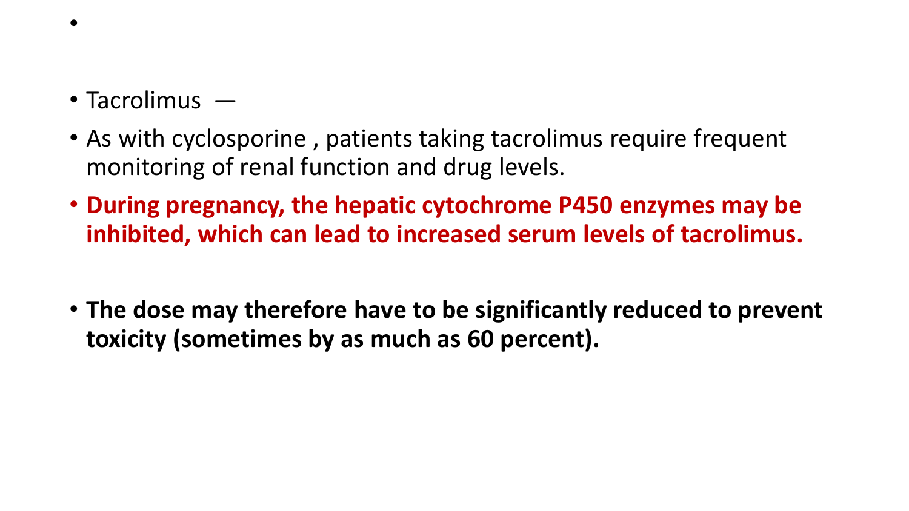- Tacrolimus —
- As with cyclosporine , patients taking tacrolimus require frequent monitoring of renal function and drug levels.
- **During pregnancy, the hepatic cytochrome P450 enzymes may be inhibited, which can lead to increased serum levels of tacrolimus.**
- **The dose may therefore have to be significantly reduced to prevent toxicity (sometimes by as much as 60 percent).**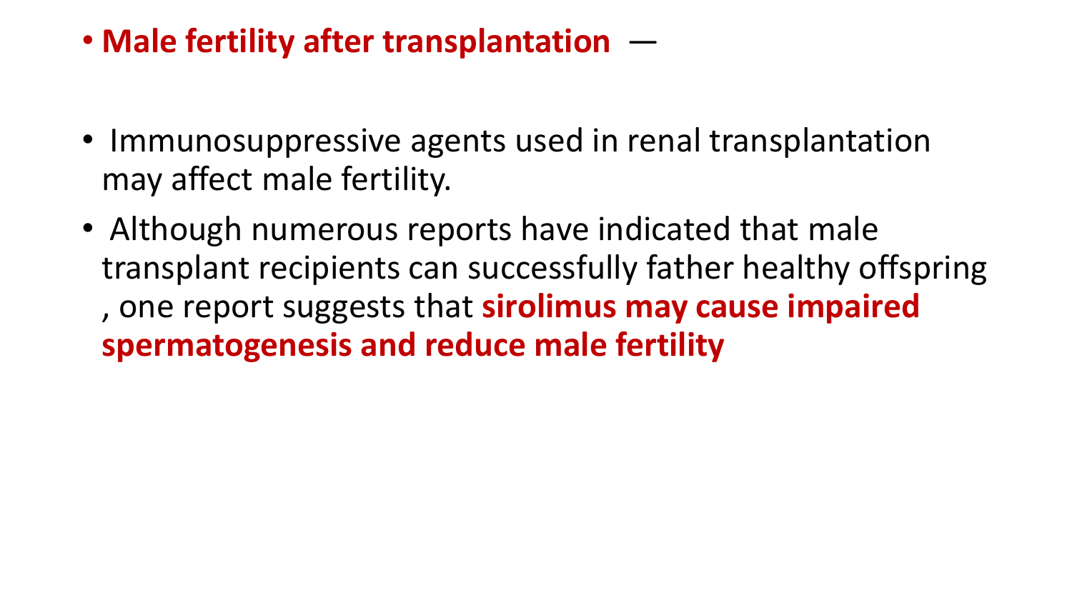- **Male fertility after transplantation** —

- Immunosuppressive agents used in renal transplantation may affect male fertility.
- Although numerous reports have indicated that male transplant recipients can successfully father healthy offspring , one report suggests that **sirolimus may cause impaired spermatogenesis and reduce male fertility**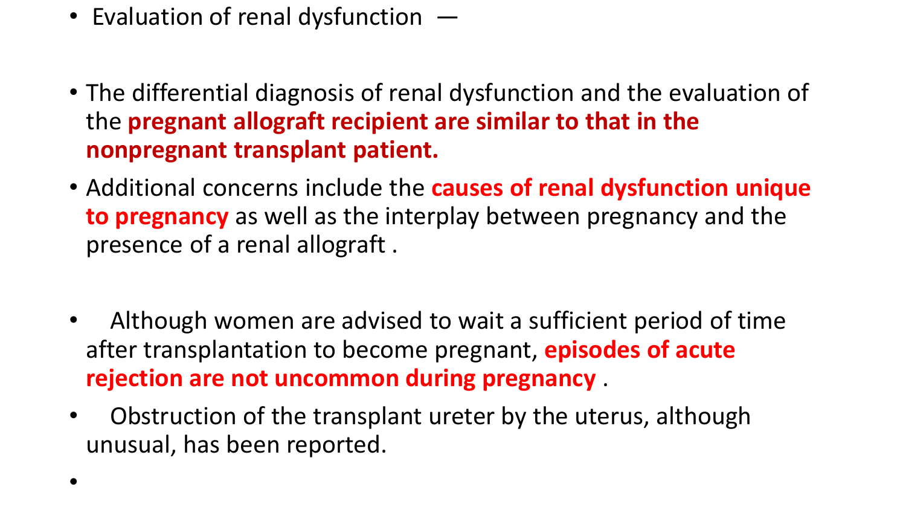- Evaluation of renal dysfunction —

- The differential diagnosis of renal dysfunction and the evaluation of the **pregnant allograft recipient are similar to that in the nonpregnant transplant patient.**
- Additional concerns include the **causes of renal dysfunction unique to pregnancy** as well as the interplay between pregnancy and the presence of a renal allograft .

- Although women are advised to wait a sufficient period of time after transplantation to become pregnant, **episodes of acute rejection are not uncommon during pregnancy** .
- Obstruction of the transplant ureter by the uterus, although unusual, has been reported.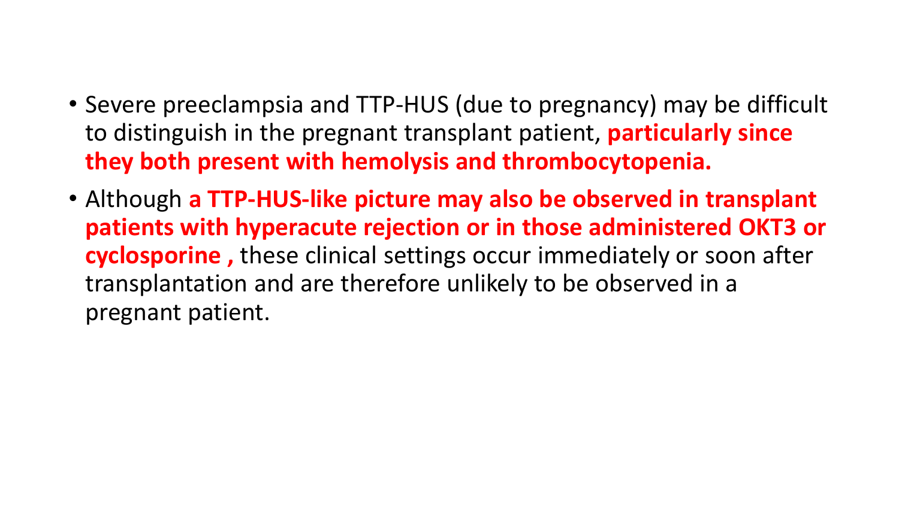- Severe preeclampsia and TTP-HUS (due to pregnancy) may be difficult to distinguish in the pregnant transplant patient, **particularly since they both present with hemolysis and thrombocytopenia.**
- Although **a TTP-HUS-like picture may also be observed in transplant patients with hyperacute rejection or in those administered OKT3 or cyclosporine ,** these clinical settings occur immediately or soon after transplantation and are therefore unlikely to be observed in a pregnant patient.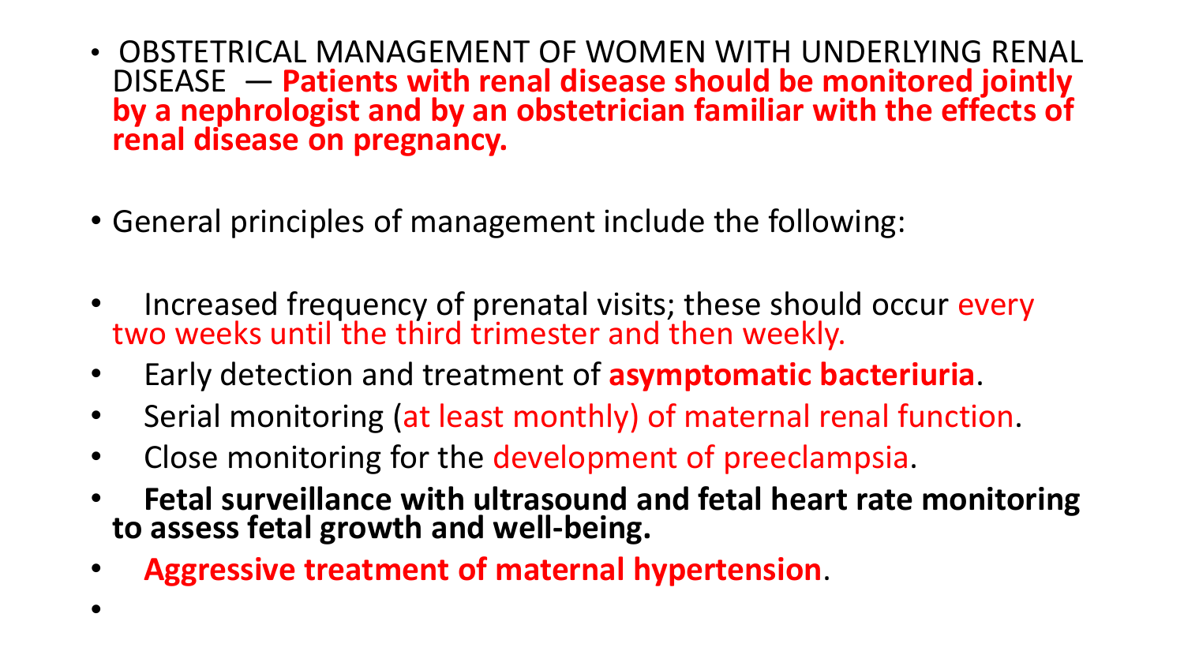- OBSTETRICAL MANAGEMENT OF WOMEN WITH UNDERLYING RENAL DISEASE — **Patients with renal disease should be monitored jointly by a nephrologist and by an obstetrician familiar with the effects of renal disease on pregnancy.**

- General principles of management include the following:

- Increased frequency of prenatal visits; these should occur every two weeks until the third trimester and then weekly.
- Early detection and treatment of **asymptomatic bacteriuria**.
- Serial monitoring (at least monthly) of maternal renal function.
- Close monitoring for the development of preeclampsia.
- **Fetal surveillance with ultrasound and fetal heart rate monitoring to assess fetal growth and well-being.**
- **Aggressive treatment of maternal hypertension**.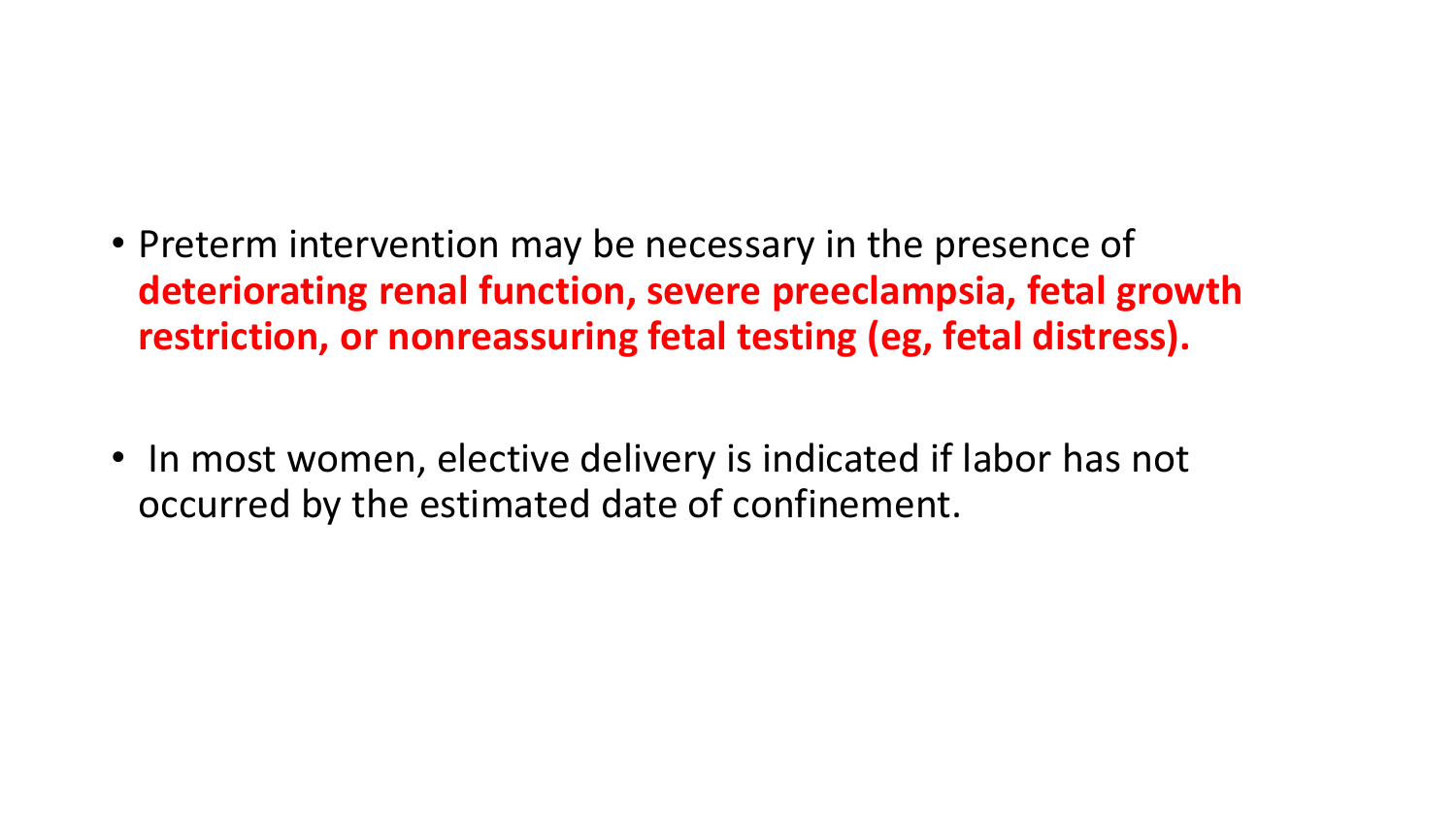- Preterm intervention may be necessary in the presence of **deteriorating renal function, severe preeclampsia, fetal growth restriction, or nonreassuring fetal testing (eg, fetal distress).**

- In most women, elective delivery is indicated if labor has not occurred by the estimated date of confinement.